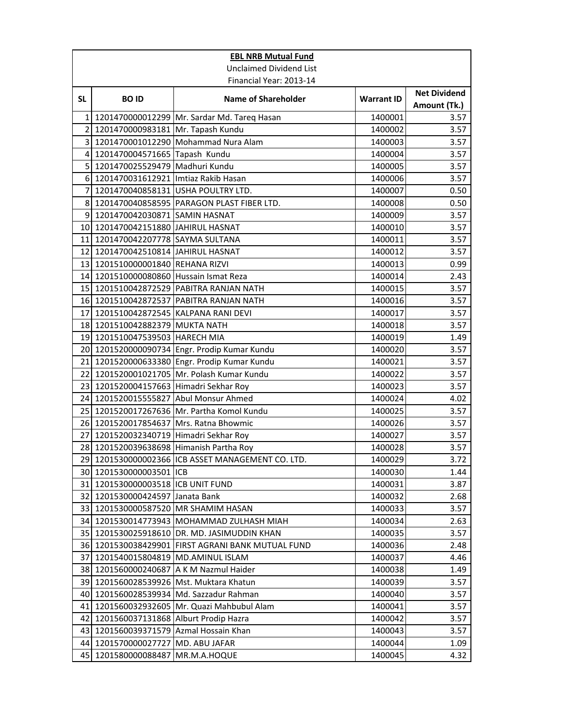**EBL NRB Mutual Fund**

Unclaimed Dividend List

Financial Year: 2013-14

| SL | BO ID | Name of Shareholder | Warrant ID | Net Dividend Amount (Tk.) |
|---|---|---|---|---|
| 1 | 1201470000012299 | Mr. Sardar Md. Tareq Hasan | 1400001 | 3.57 |
| 2 | 1201470000983181 | Mr. Tapash Kundu | 1400002 | 3.57 |
| 3 | 1201470001012290 | Mohammad Nura Alam | 1400003 | 3.57 |
| 4 | 1201470004571665 | Tapash Kundu | 1400004 | 3.57 |
| 5 | 1201470025529479 | Madhuri Kundu | 1400005 | 3.57 |
| 6 | 1201470031612921 | Imtiaz Rakib Hasan | 1400006 | 3.57 |
| 7 | 1201470040858131 | USHA POULTRY LTD. | 1400007 | 0.50 |
| 8 | 1201470040858595 | PARAGON PLAST FIBER LTD. | 1400008 | 0.50 |
| 9 | 1201470042030871 | SAMIN HASNAT | 1400009 | 3.57 |
| 10 | 1201470042151880 | JAHIRUL HASNAT | 1400010 | 3.57 |
| 11 | 1201470042207778 | SAYMA SULTANA | 1400011 | 3.57 |
| 12 | 1201470042510814 | JAHIRUL HASNAT | 1400012 | 3.57 |
| 13 | 1201510000001840 | REHANA RIZVI | 1400013 | 0.99 |
| 14 | 1201510000080860 | Hussain Ismat Reza | 1400014 | 2.43 |
| 15 | 1201510042872529 | PABITRA RANJAN NATH | 1400015 | 3.57 |
| 16 | 1201510042872537 | PABITRA RANJAN NATH | 1400016 | 3.57 |
| 17 | 1201510042872545 | KALPANA RANI DEVI | 1400017 | 3.57 |
| 18 | 1201510042882379 | MUKTA NATH | 1400018 | 3.57 |
| 19 | 1201510047539503 | HARECH MIA | 1400019 | 1.49 |
| 20 | 1201520000090734 | Engr. Prodip Kumar Kundu | 1400020 | 3.57 |
| 21 | 1201520000633380 | Engr. Prodip Kumar Kundu | 1400021 | 3.57 |
| 22 | 1201520001021705 | Mr. Polash Kumar Kundu | 1400022 | 3.57 |
| 23 | 1201520004157663 | Himadri Sekhar Roy | 1400023 | 3.57 |
| 24 | 1201520015555827 | Abul Monsur Ahmed | 1400024 | 4.02 |
| 25 | 1201520017267636 | Mr. Partha Komol Kundu | 1400025 | 3.57 |
| 26 | 1201520017854637 | Mrs. Ratna Bhowmic | 1400026 | 3.57 |
| 27 | 1201520032340719 | Himadri Sekhar Roy | 1400027 | 3.57 |
| 28 | 1201520039638698 | Himanish Partha Roy | 1400028 | 3.57 |
| 29 | 1201530000002366 | ICB ASSET MANAGEMENT CO. LTD. | 1400029 | 3.72 |
| 30 | 1201530000003501 | ICB | 1400030 | 1.44 |
| 31 | 1201530000003518 | ICB UNIT FUND | 1400031 | 3.87 |
| 32 | 1201530000424597 | Janata Bank | 1400032 | 2.68 |
| 33 | 1201530000587520 | MR SHAMIM HASAN | 1400033 | 3.57 |
| 34 | 1201530014773943 | MOHAMMAD ZULHASH MIAH | 1400034 | 2.63 |
| 35 | 1201530025918610 | DR. MD. JASIMUDDIN KHAN | 1400035 | 3.57 |
| 36 | 1201530038429901 | FIRST AGRANI BANK MUTUAL FUND | 1400036 | 2.48 |
| 37 | 1201540015804819 | MD.AMINUL ISLAM | 1400037 | 4.46 |
| 38 | 1201560000240687 | A K M Nazmul Haider | 1400038 | 1.49 |
| 39 | 1201560028539926 | Mst. Muktara Khatun | 1400039 | 3.57 |
| 40 | 1201560028539934 | Md. Sazzadur Rahman | 1400040 | 3.57 |
| 41 | 1201560032932605 | Mr. Quazi Mahbubul Alam | 1400041 | 3.57 |
| 42 | 1201560037131868 | Alburt Prodip Hazra | 1400042 | 3.57 |
| 43 | 1201560039371579 | Azmal Hossain Khan | 1400043 | 3.57 |
| 44 | 1201570000027727 | MD. ABU JAFAR | 1400044 | 1.09 |
| 45 | 1201580000088487 | MR.M.A.HOQUE | 1400045 | 4.32 |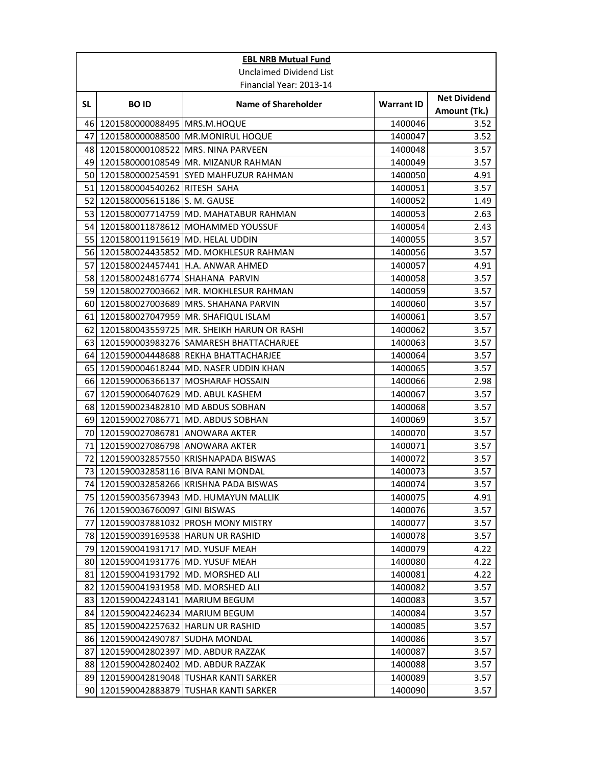| EBL NRB Mutual Fund | | | | |
|---|---|---|---|---|
| Unclaimed Dividend List | | | | |
| Financial Year: 2013-14 | | | | |
| **SL** | **BO ID** | **Name of Shareholder** | **Warrant ID** | **Net Dividend Amount (Tk.)** |
| 46 | 1201580000088495 | MRS.M.HOQUE | 1400046 | 3.52 |
| 47 | 1201580000088500 | MR.MONIRUL HOQUE | 1400047 | 3.52 |
| 48 | 1201580000108522 | MRS. NINA PARVEEN | 1400048 | 3.57 |
| 49 | 1201580000108549 | MR. MIZANUR RAHMAN | 1400049 | 3.57 |
| 50 | 1201580000254591 | SYED MAHFUZUR RAHMAN | 1400050 | 4.91 |
| 51 | 1201580004540262 | RITESH SAHA | 1400051 | 3.57 |
| 52 | 1201580005615186 | S. M. GAUSE | 1400052 | 1.49 |
| 53 | 1201580007714759 | MD. MAHATABUR RAHMAN | 1400053 | 2.63 |
| 54 | 1201580011878612 | MOHAMMED YOUSSUF | 1400054 | 2.43 |
| 55 | 1201580011915619 | MD. HELAL UDDIN | 1400055 | 3.57 |
| 56 | 1201580024435852 | MD. MOKHLESUR RAHMAN | 1400056 | 3.57 |
| 57 | 1201580024457441 | H.A. ANWAR AHMED | 1400057 | 4.91 |
| 58 | 1201580024816774 | SHAHANA PARVIN | 1400058 | 3.57 |
| 59 | 1201580027003662 | MR. MOKHLESUR RAHMAN | 1400059 | 3.57 |
| 60 | 1201580027003689 | MRS. SHAHANA PARVIN | 1400060 | 3.57 |
| 61 | 1201580027047959 | MR. SHAFIQUL ISLAM | 1400061 | 3.57 |
| 62 | 1201580043559725 | MR. SHEIKH HARUN OR RASHI | 1400062 | 3.57 |
| 63 | 1201590003983276 | SAMARESH BHATTACHARJEE | 1400063 | 3.57 |
| 64 | 1201590004448688 | REKHA BHATTACHARJEE | 1400064 | 3.57 |
| 65 | 1201590004618244 | MD. NASER UDDIN KHAN | 1400065 | 3.57 |
| 66 | 1201590006366137 | MOSHARAF HOSSAIN | 1400066 | 2.98 |
| 67 | 1201590006407629 | MD. ABUL KASHEM | 1400067 | 3.57 |
| 68 | 1201590023482810 | MD ABDUS SOBHAN | 1400068 | 3.57 |
| 69 | 1201590027086771 | MD. ABDUS SOBHAN | 1400069 | 3.57 |
| 70 | 1201590027086781 | ANOWARA AKTER | 1400070 | 3.57 |
| 71 | 1201590027086798 | ANOWARA AKTER | 1400071 | 3.57 |
| 72 | 1201590032857550 | KRISHNAPADA BISWAS | 1400072 | 3.57 |
| 73 | 1201590032858116 | BIVA RANI MONDAL | 1400073 | 3.57 |
| 74 | 1201590032858266 | KRISHNA PADA BISWAS | 1400074 | 3.57 |
| 75 | 1201590035673943 | MD. HUMAYUN MALLIK | 1400075 | 4.91 |
| 76 | 1201590036760097 | GINI BISWAS | 1400076 | 3.57 |
| 77 | 1201590037881032 | PROSH MONY MISTRY | 1400077 | 3.57 |
| 78 | 1201590039169538 | HARUN UR RASHID | 1400078 | 3.57 |
| 79 | 1201590041931717 | MD. YUSUF MEAH | 1400079 | 4.22 |
| 80 | 1201590041931776 | MD. YUSUF MEAH | 1400080 | 4.22 |
| 81 | 1201590041931792 | MD. MORSHED ALI | 1400081 | 4.22 |
| 82 | 1201590041931958 | MD. MORSHED ALI | 1400082 | 3.57 |
| 83 | 1201590042243141 | MARIUM BEGUM | 1400083 | 3.57 |
| 84 | 1201590042246234 | MARIUM BEGUM | 1400084 | 3.57 |
| 85 | 1201590042257632 | HARUN UR RASHID | 1400085 | 3.57 |
| 86 | 1201590042490787 | SUDHA MONDAL | 1400086 | 3.57 |
| 87 | 1201590042802397 | MD. ABDUR RAZZAK | 1400087 | 3.57 |
| 88 | 1201590042802402 | MD. ABDUR RAZZAK | 1400088 | 3.57 |
| 89 | 1201590042819048 | TUSHAR KANTI SARKER | 1400089 | 3.57 |
| 90 | 1201590042883879 | TUSHAR KANTI SARKER | 1400090 | 3.57 |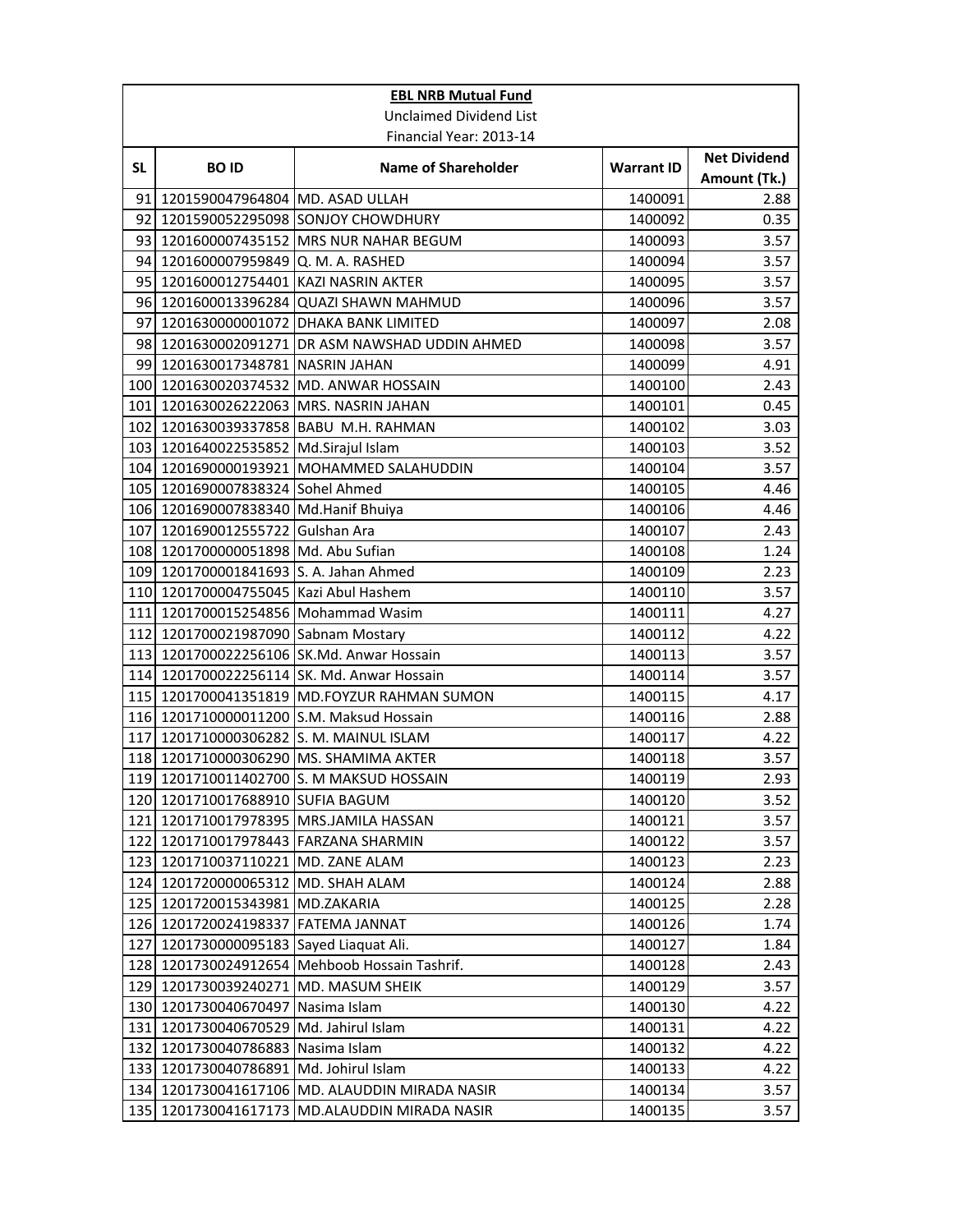**EBL NRB Mutual Fund**

Unclaimed Dividend List

Financial Year: 2013-14

| SL | BO ID | Name of Shareholder | Warrant ID | Net Dividend Amount (Tk.) |
|---|---|---|---|---|
| 91 | 1201590047964804 | MD. ASAD ULLAH | 1400091 | 2.88 |
| 92 | 1201590052295098 | SONJOY CHOWDHURY | 1400092 | 0.35 |
| 93 | 1201600007435152 | MRS NUR NAHAR BEGUM | 1400093 | 3.57 |
| 94 | 1201600007959849 | Q. M. A. RASHED | 1400094 | 3.57 |
| 95 | 1201600012754401 | KAZI NASRIN AKTER | 1400095 | 3.57 |
| 96 | 1201600013396284 | QUAZI SHAWN MAHMUD | 1400096 | 3.57 |
| 97 | 1201630000001072 | DHAKA BANK LIMITED | 1400097 | 2.08 |
| 98 | 1201630002091271 | DR ASM NAWSHAD UDDIN AHMED | 1400098 | 3.57 |
| 99 | 1201630017348781 | NASRIN JAHAN | 1400099 | 4.91 |
| 100 | 1201630020374532 | MD. ANWAR HOSSAIN | 1400100 | 2.43 |
| 101 | 1201630026222063 | MRS. NASRIN JAHAN | 1400101 | 0.45 |
| 102 | 1201630039337858 | BABU M.H. RAHMAN | 1400102 | 3.03 |
| 103 | 1201640022535852 | Md.Sirajul Islam | 1400103 | 3.52 |
| 104 | 1201690000193921 | MOHAMMED SALAHUDDIN | 1400104 | 3.57 |
| 105 | 1201690007838324 | Sohel Ahmed | 1400105 | 4.46 |
| 106 | 1201690007838340 | Md.Hanif Bhuiya | 1400106 | 4.46 |
| 107 | 1201690012555722 | Gulshan Ara | 1400107 | 2.43 |
| 108 | 1201700000051898 | Md. Abu Sufian | 1400108 | 1.24 |
| 109 | 1201700001841693 | S. A. Jahan Ahmed | 1400109 | 2.23 |
| 110 | 1201700004755045 | Kazi Abul Hashem | 1400110 | 3.57 |
| 111 | 1201700015254856 | Mohammad Wasim | 1400111 | 4.27 |
| 112 | 1201700021987090 | Sabnam Mostary | 1400112 | 4.22 |
| 113 | 1201700022256106 | SK.Md. Anwar Hossain | 1400113 | 3.57 |
| 114 | 1201700022256114 | SK. Md. Anwar Hossain | 1400114 | 3.57 |
| 115 | 1201700041351819 | MD.FOYZUR RAHMAN SUMON | 1400115 | 4.17 |
| 116 | 1201710000011200 | S.M. Maksud Hossain | 1400116 | 2.88 |
| 117 | 1201710000306282 | S. M. MAINUL ISLAM | 1400117 | 4.22 |
| 118 | 1201710000306290 | MS. SHAMIMA AKTER | 1400118 | 3.57 |
| 119 | 1201710011402700 | S. M MAKSUD HOSSAIN | 1400119 | 2.93 |
| 120 | 1201710017688910 | SUFIA BAGUM | 1400120 | 3.52 |
| 121 | 1201710017978395 | MRS.JAMILA HASSAN | 1400121 | 3.57 |
| 122 | 1201710017978443 | FARZANA SHARMIN | 1400122 | 3.57 |
| 123 | 1201710037110221 | MD. ZANE ALAM | 1400123 | 2.23 |
| 124 | 1201720000065312 | MD. SHAH ALAM | 1400124 | 2.88 |
| 125 | 1201720015343981 | MD.ZAKARIA | 1400125 | 2.28 |
| 126 | 1201720024198337 | FATEMA JANNAT | 1400126 | 1.74 |
| 127 | 1201730000095183 | Sayed Liaquat Ali. | 1400127 | 1.84 |
| 128 | 1201730024912654 | Mehboob Hossain Tashrif. | 1400128 | 2.43 |
| 129 | 1201730039240271 | MD. MASUM SHEIK | 1400129 | 3.57 |
| 130 | 1201730040670497 | Nasima Islam | 1400130 | 4.22 |
| 131 | 1201730040670529 | Md. Jahirul Islam | 1400131 | 4.22 |
| 132 | 1201730040786883 | Nasima Islam | 1400132 | 4.22 |
| 133 | 1201730040786891 | Md. Johirul Islam | 1400133 | 4.22 |
| 134 | 1201730041617106 | MD. ALAUDDIN MIRADA NASIR | 1400134 | 3.57 |
| 135 | 1201730041617173 | MD.ALAUDDIN MIRADA NASIR | 1400135 | 3.57 |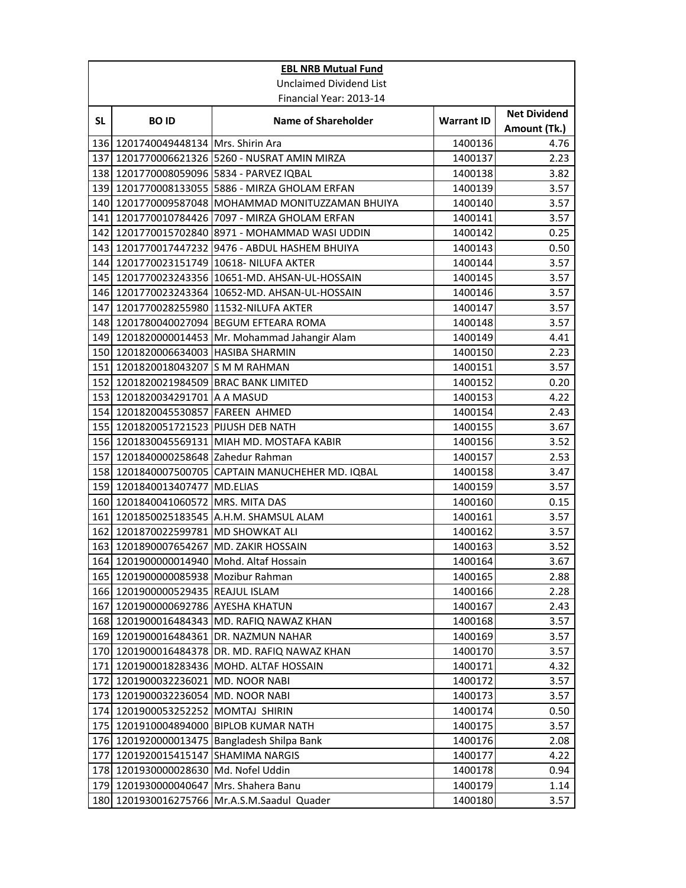| **EBL NRB Mutual Fund** | | | | |
|---|---|---|---|---|
| Unclaimed Dividend List | | | | |
| Financial Year: 2013-14 | | | | |
| **SL** | **BO ID** | **Name of Shareholder** | **Warrant ID** | **Net Dividend Amount (Tk.)** |
| 136 | 1201740049448134 | Mrs. Shirin Ara | 1400136 | 4.76 |
| 137 | 1201770006621326 | 5260 - NUSRAT AMIN MIRZA | 1400137 | 2.23 |
| 138 | 1201770008059096 | 5834 - PARVEZ IQBAL | 1400138 | 3.82 |
| 139 | 1201770008133055 | 5886 - MIRZA GHOLAM ERFAN | 1400139 | 3.57 |
| 140 | 1201770009587048 | MOHAMMAD MONITUZZAMAN BHUIYA | 1400140 | 3.57 |
| 141 | 1201770010784426 | 7097 - MIRZA GHOLAM ERFAN | 1400141 | 3.57 |
| 142 | 1201770015702840 | 8971 - MOHAMMAD WASI UDDIN | 1400142 | 0.25 |
| 143 | 1201770017447232 | 9476 - ABDUL HASHEM BHUIYA | 1400143 | 0.50 |
| 144 | 1201770023151749 | 10618- NILUFA AKTER | 1400144 | 3.57 |
| 145 | 1201770023243356 | 10651-MD. AHSAN-UL-HOSSAIN | 1400145 | 3.57 |
| 146 | 1201770023243364 | 10652-MD. AHSAN-UL-HOSSAIN | 1400146 | 3.57 |
| 147 | 1201770028255980 | 11532-NILUFA AKTER | 1400147 | 3.57 |
| 148 | 1201780040027094 | BEGUM EFTEARA ROMA | 1400148 | 3.57 |
| 149 | 1201820000014453 | Mr. Mohammad Jahangir Alam | 1400149 | 4.41 |
| 150 | 1201820006634003 | HASIBA SHARMIN | 1400150 | 2.23 |
| 151 | 1201820018043207 | S M M RAHMAN | 1400151 | 3.57 |
| 152 | 1201820021984509 | BRAC BANK LIMITED | 1400152 | 0.20 |
| 153 | 1201820034291701 | A A MASUD | 1400153 | 4.22 |
| 154 | 1201820045530857 | FAREEN AHMED | 1400154 | 2.43 |
| 155 | 1201820051721523 | PIJUSH DEB NATH | 1400155 | 3.67 |
| 156 | 1201830045569131 | MIAH MD. MOSTAFA KABIR | 1400156 | 3.52 |
| 157 | 1201840000258648 | Zahedur Rahman | 1400157 | 2.53 |
| 158 | 1201840007500705 | CAPTAIN MANUCHEHER MD. IQBAL | 1400158 | 3.47 |
| 159 | 1201840013407477 | MD.ELIAS | 1400159 | 3.57 |
| 160 | 1201840041060572 | MRS. MITA DAS | 1400160 | 0.15 |
| 161 | 1201850025183545 | A.H.M. SHAMSUL ALAM | 1400161 | 3.57 |
| 162 | 1201870022599781 | MD SHOWKAT ALI | 1400162 | 3.57 |
| 163 | 1201890007654267 | MD. ZAKIR HOSSAIN | 1400163 | 3.52 |
| 164 | 1201900000014940 | Mohd. Altaf Hossain | 1400164 | 3.67 |
| 165 | 1201900000085938 | Mozibur Rahman | 1400165 | 2.88 |
| 166 | 1201900000529435 | REAJUL ISLAM | 1400166 | 2.28 |
| 167 | 1201900000692786 | AYESHA KHATUN | 1400167 | 2.43 |
| 168 | 1201900016484343 | MD. RAFIQ NAWAZ KHAN | 1400168 | 3.57 |
| 169 | 1201900016484361 | DR. NAZMUN NAHAR | 1400169 | 3.57 |
| 170 | 1201900016484378 | DR. MD. RAFIQ NAWAZ KHAN | 1400170 | 3.57 |
| 171 | 1201900018283436 | MOHD. ALTAF HOSSAIN | 1400171 | 4.32 |
| 172 | 1201900032236021 | MD. NOOR NABI | 1400172 | 3.57 |
| 173 | 1201900032236054 | MD. NOOR NABI | 1400173 | 3.57 |
| 174 | 1201900053252252 | MOMTAJ SHIRIN | 1400174 | 0.50 |
| 175 | 1201910004894000 | BIPLOB KUMAR NATH | 1400175 | 3.57 |
| 176 | 1201920000013475 | Bangladesh Shilpa Bank | 1400176 | 2.08 |
| 177 | 1201920015415147 | SHAMIMA NARGIS | 1400177 | 4.22 |
| 178 | 1201930000028630 | Md. Nofel Uddin | 1400178 | 0.94 |
| 179 | 1201930000040647 | Mrs. Shahera Banu | 1400179 | 1.14 |
| 180 | 1201930016275766 | Mr.A.S.M.Saadul Quader | 1400180 | 3.57 |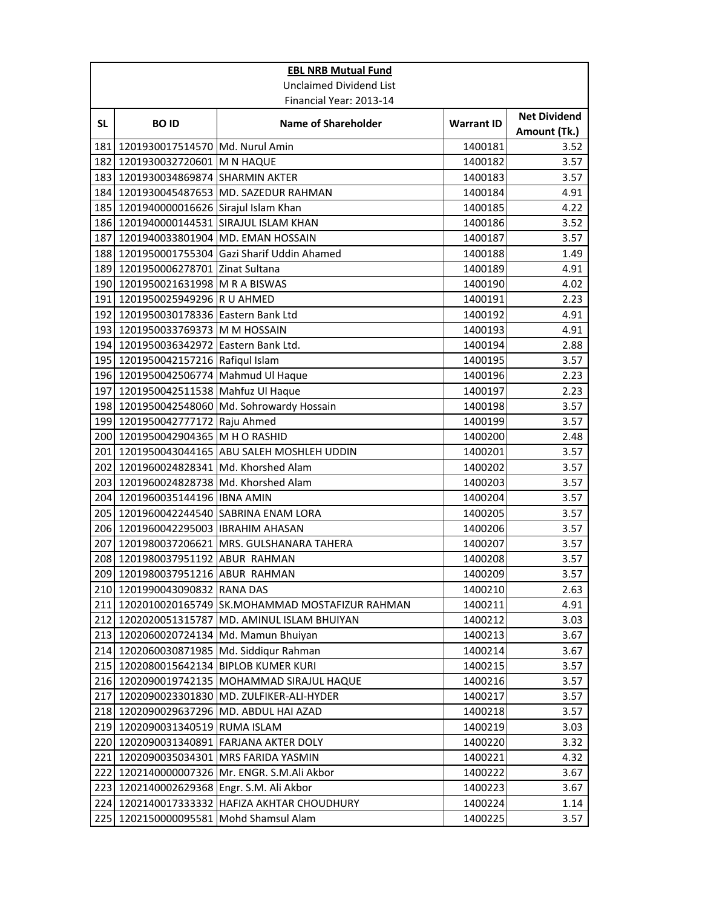**EBL NRB Mutual Fund**

Unclaimed Dividend List

Financial Year: 2013-14

| SL | BO ID | Name of Shareholder | Warrant ID | Net Dividend Amount (Tk.) |
|---|---|---|---|---|
| 181 | 1201930017514570 | Md. Nurul Amin | 1400181 | 3.52 |
| 182 | 1201930032720601 | M N HAQUE | 1400182 | 3.57 |
| 183 | 1201930034869874 | SHARMIN AKTER | 1400183 | 3.57 |
| 184 | 1201930045487653 | MD. SAZEDUR RAHMAN | 1400184 | 4.91 |
| 185 | 1201940000016626 | Sirajul Islam Khan | 1400185 | 4.22 |
| 186 | 1201940000144531 | SIRAJUL ISLAM KHAN | 1400186 | 3.52 |
| 187 | 1201940033801904 | MD. EMAN HOSSAIN | 1400187 | 3.57 |
| 188 | 1201950001755304 | Gazi Sharif Uddin Ahamed | 1400188 | 1.49 |
| 189 | 1201950006278701 | Zinat Sultana | 1400189 | 4.91 |
| 190 | 1201950021631998 | M R A BISWAS | 1400190 | 4.02 |
| 191 | 1201950025949296 | R U AHMED | 1400191 | 2.23 |
| 192 | 1201950030178336 | Eastern Bank Ltd | 1400192 | 4.91 |
| 193 | 1201950033769373 | M M HOSSAIN | 1400193 | 4.91 |
| 194 | 1201950036342972 | Eastern Bank Ltd. | 1400194 | 2.88 |
| 195 | 1201950042157216 | Rafiqul Islam | 1400195 | 3.57 |
| 196 | 1201950042506774 | Mahmud Ul Haque | 1400196 | 2.23 |
| 197 | 1201950042511538 | Mahfuz Ul Haque | 1400197 | 2.23 |
| 198 | 1201950042548060 | Md. Sohrowardy Hossain | 1400198 | 3.57 |
| 199 | 1201950042777172 | Raju Ahmed | 1400199 | 3.57 |
| 200 | 1201950042904365 | M H O RASHID | 1400200 | 2.48 |
| 201 | 1201950043044165 | ABU SALEH MOSHLEH UDDIN | 1400201 | 3.57 |
| 202 | 1201960024828341 | Md. Khorshed Alam | 1400202 | 3.57 |
| 203 | 1201960024828738 | Md. Khorshed Alam | 1400203 | 3.57 |
| 204 | 1201960035144196 | IBNA AMIN | 1400204 | 3.57 |
| 205 | 1201960042244540 | SABRINA ENAM LORA | 1400205 | 3.57 |
| 206 | 1201960042295003 | IBRAHIM AHASAN | 1400206 | 3.57 |
| 207 | 1201980037206621 | MRS. GULSHANARA TAHERA | 1400207 | 3.57 |
| 208 | 1201980037951192 | ABUR RAHMAN | 1400208 | 3.57 |
| 209 | 1201980037951216 | ABUR RAHMAN | 1400209 | 3.57 |
| 210 | 1201990043090832 | RANA DAS | 1400210 | 2.63 |
| 211 | 1202010020165749 | SK.MOHAMMAD MOSTAFIZUR RAHMAN | 1400211 | 4.91 |
| 212 | 1202020051315787 | MD. AMINUL ISLAM BHUIYAN | 1400212 | 3.03 |
| 213 | 1202060020724134 | Md. Mamun Bhuiyan | 1400213 | 3.67 |
| 214 | 1202060030871985 | Md. Siddiqur Rahman | 1400214 | 3.67 |
| 215 | 1202080015642134 | BIPLOB KUMER KURI | 1400215 | 3.57 |
| 216 | 1202090019742135 | MOHAMMAD SIRAJUL HAQUE | 1400216 | 3.57 |
| 217 | 1202090023301830 | MD. ZULFIKER-ALI-HYDER | 1400217 | 3.57 |
| 218 | 1202090029637296 | MD. ABDUL HAI AZAD | 1400218 | 3.57 |
| 219 | 1202090031340519 | RUMA ISLAM | 1400219 | 3.03 |
| 220 | 1202090031340891 | FARJANA AKTER DOLY | 1400220 | 3.32 |
| 221 | 1202090035034301 | MRS FARIDA YASMIN | 1400221 | 4.32 |
| 222 | 1202140000007326 | Mr. ENGR. S.M.Ali Akbor | 1400222 | 3.67 |
| 223 | 1202140002629368 | Engr. S.M. Ali Akbor | 1400223 | 3.67 |
| 224 | 1202140017333332 | HAFIZA AKHTAR CHOUDHURY | 1400224 | 1.14 |
| 225 | 1202150000095581 | Mohd Shamsul Alam | 1400225 | 3.57 |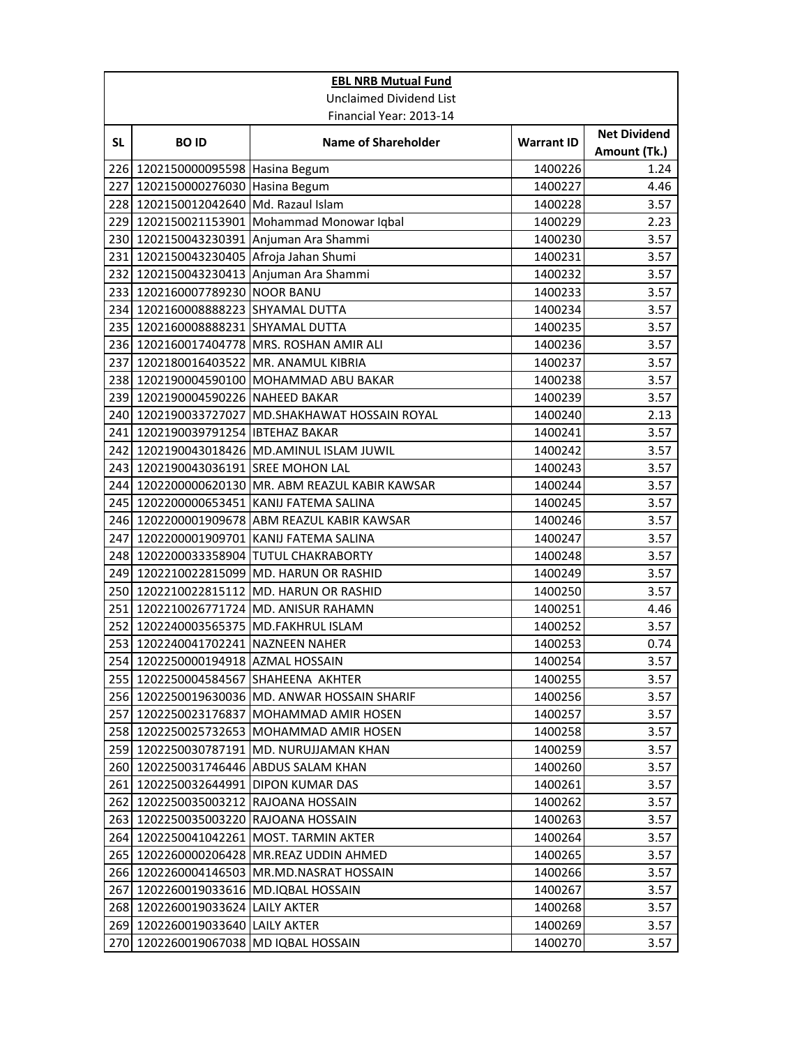| EBL NRB Mutual Fund | | | | |
|---|---|---|---|---|
| Unclaimed Dividend List | | | | |
| Financial Year: 2013-14 | | | | |
| **SL** | **BO ID** | **Name of Shareholder** | **Warrant ID** | **Net Dividend Amount (Tk.)** |
| 226 | 1202150000095598 | Hasina Begum | 1400226 | 1.24 |
| 227 | 1202150000276030 | Hasina Begum | 1400227 | 4.46 |
| 228 | 1202150012042640 | Md. Razaul Islam | 1400228 | 3.57 |
| 229 | 1202150021153901 | Mohammad Monowar Iqbal | 1400229 | 2.23 |
| 230 | 1202150043230391 | Anjuman Ara Shammi | 1400230 | 3.57 |
| 231 | 1202150043230405 | Afroja Jahan Shumi | 1400231 | 3.57 |
| 232 | 1202150043230413 | Anjuman Ara Shammi | 1400232 | 3.57 |
| 233 | 1202160007789230 | NOOR BANU | 1400233 | 3.57 |
| 234 | 1202160008888223 | SHYAMAL DUTTA | 1400234 | 3.57 |
| 235 | 1202160008888231 | SHYAMAL DUTTA | 1400235 | 3.57 |
| 236 | 1202160017404778 | MRS. ROSHAN AMIR ALI | 1400236 | 3.57 |
| 237 | 1202180016403522 | MR. ANAMUL KIBRIA | 1400237 | 3.57 |
| 238 | 1202190004590100 | MOHAMMAD ABU BAKAR | 1400238 | 3.57 |
| 239 | 1202190004590226 | NAHEED BAKAR | 1400239 | 3.57 |
| 240 | 1202190033727027 | MD.SHAKHAWAT HOSSAIN ROYAL | 1400240 | 2.13 |
| 241 | 1202190039791254 | IBTEHAZ BAKAR | 1400241 | 3.57 |
| 242 | 1202190043018426 | MD.AMINUL ISLAM JUWIL | 1400242 | 3.57 |
| 243 | 1202190043036191 | SREE MOHON LAL | 1400243 | 3.57 |
| 244 | 1202200000620130 | MR. ABM REAZUL KABIR KAWSAR | 1400244 | 3.57 |
| 245 | 1202200000653451 | KANIJ FATEMA SALINA | 1400245 | 3.57 |
| 246 | 1202200001909678 | ABM REAZUL KABIR KAWSAR | 1400246 | 3.57 |
| 247 | 1202200001909701 | KANIJ FATEMA SALINA | 1400247 | 3.57 |
| 248 | 1202200033358904 | TUTUL CHAKRABORTY | 1400248 | 3.57 |
| 249 | 1202210022815099 | MD. HARUN OR RASHID | 1400249 | 3.57 |
| 250 | 1202210022815112 | MD. HARUN OR RASHID | 1400250 | 3.57 |
| 251 | 1202210026771724 | MD. ANISUR RAHAMN | 1400251 | 4.46 |
| 252 | 1202240003565375 | MD.FAKHRUL ISLAM | 1400252 | 3.57 |
| 253 | 1202240041702241 | NAZNEEN NAHER | 1400253 | 0.74 |
| 254 | 1202250000194918 | AZMAL HOSSAIN | 1400254 | 3.57 |
| 255 | 1202250004584567 | SHAHEENA AKHTER | 1400255 | 3.57 |
| 256 | 1202250019630036 | MD. ANWAR HOSSAIN SHARIF | 1400256 | 3.57 |
| 257 | 1202250023176837 | MOHAMMAD AMIR HOSEN | 1400257 | 3.57 |
| 258 | 1202250025732653 | MOHAMMAD AMIR HOSEN | 1400258 | 3.57 |
| 259 | 1202250030787191 | MD. NURUJJAMAN KHAN | 1400259 | 3.57 |
| 260 | 1202250031746446 | ABDUS SALAM KHAN | 1400260 | 3.57 |
| 261 | 1202250032644991 | DIPON KUMAR DAS | 1400261 | 3.57 |
| 262 | 1202250035003212 | RAJOANA HOSSAIN | 1400262 | 3.57 |
| 263 | 1202250035003220 | RAJOANA HOSSAIN | 1400263 | 3.57 |
| 264 | 1202250041042261 | MOST. TARMIN AKTER | 1400264 | 3.57 |
| 265 | 1202260000206428 | MR.REAZ UDDIN AHMED | 1400265 | 3.57 |
| 266 | 1202260004146503 | MR.MD.NASRAT HOSSAIN | 1400266 | 3.57 |
| 267 | 1202260019033616 | MD.IQBAL HOSSAIN | 1400267 | 3.57 |
| 268 | 1202260019033624 | LAILY AKTER | 1400268 | 3.57 |
| 269 | 1202260019033640 | LAILY AKTER | 1400269 | 3.57 |
| 270 | 1202260019067038 | MD IQBAL HOSSAIN | 1400270 | 3.57 |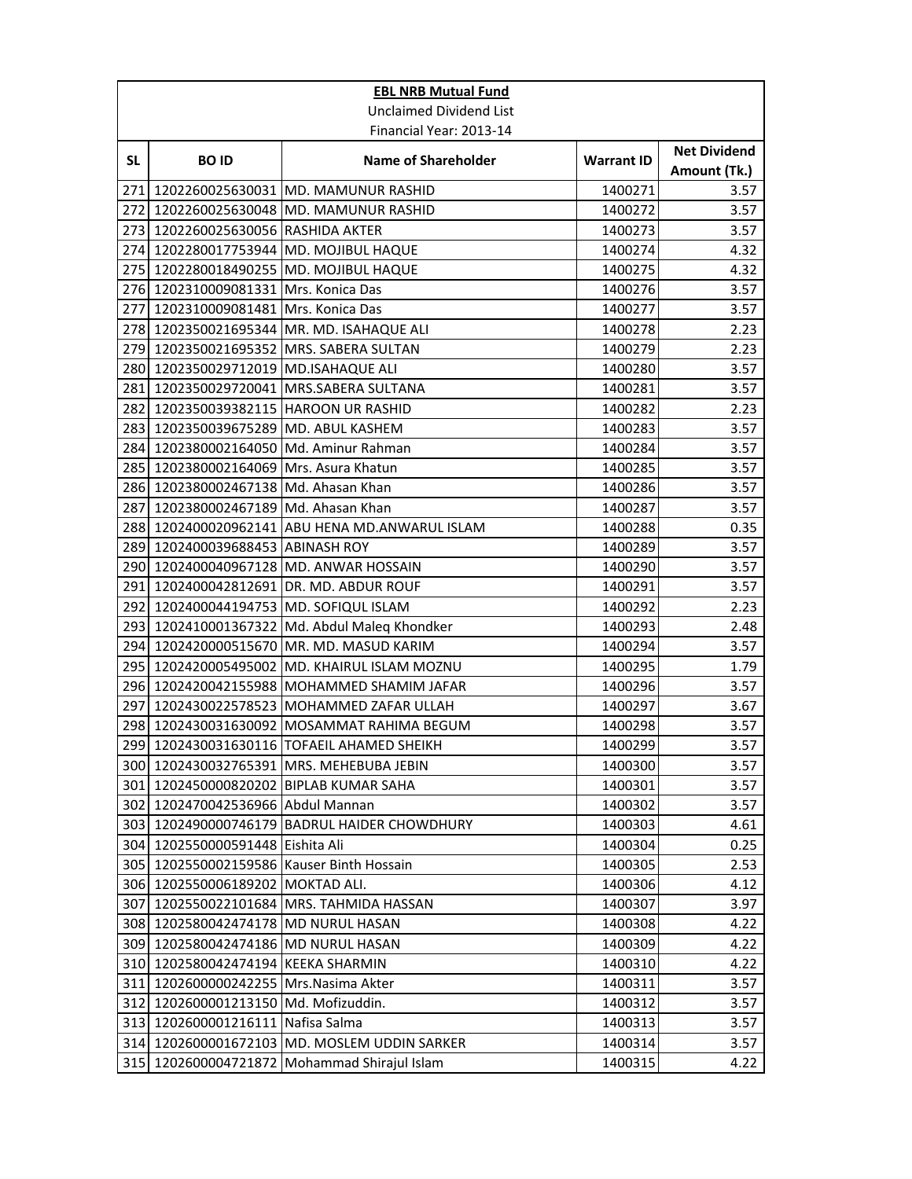**EBL NRB Mutual Fund**

Unclaimed Dividend List

Financial Year: 2013-14

| SL | BO ID | Name of Shareholder | Warrant ID | Net Dividend Amount (Tk.) |
|---|---|---|---|---|
| 271 | 1202260025630031 | MD. MAMUNUR RASHID | 1400271 | 3.57 |
| 272 | 1202260025630048 | MD. MAMUNUR RASHID | 1400272 | 3.57 |
| 273 | 1202260025630056 | RASHIDA AKTER | 1400273 | 3.57 |
| 274 | 1202280017753944 | MD. MOJIBUL HAQUE | 1400274 | 4.32 |
| 275 | 1202280018490255 | MD. MOJIBUL HAQUE | 1400275 | 4.32 |
| 276 | 1202310009081331 | Mrs. Konica Das | 1400276 | 3.57 |
| 277 | 1202310009081481 | Mrs. Konica Das | 1400277 | 3.57 |
| 278 | 1202350021695344 | MR. MD. ISAHAQUE ALI | 1400278 | 2.23 |
| 279 | 1202350021695352 | MRS. SABERA SULTAN | 1400279 | 2.23 |
| 280 | 1202350029712019 | MD.ISAHAQUE ALI | 1400280 | 3.57 |
| 281 | 1202350029720041 | MRS.SABERA SULTANA | 1400281 | 3.57 |
| 282 | 1202350039382115 | HAROON UR RASHID | 1400282 | 2.23 |
| 283 | 1202350039675289 | MD. ABUL KASHEM | 1400283 | 3.57 |
| 284 | 1202380002164050 | Md. Aminur Rahman | 1400284 | 3.57 |
| 285 | 1202380002164069 | Mrs. Asura Khatun | 1400285 | 3.57 |
| 286 | 1202380002467138 | Md. Ahasan Khan | 1400286 | 3.57 |
| 287 | 1202380002467189 | Md. Ahasan Khan | 1400287 | 3.57 |
| 288 | 1202400020962141 | ABU HENA MD.ANWARUL ISLAM | 1400288 | 0.35 |
| 289 | 1202400039688453 | ABINASH ROY | 1400289 | 3.57 |
| 290 | 1202400040967128 | MD. ANWAR HOSSAIN | 1400290 | 3.57 |
| 291 | 1202400042812691 | DR. MD. ABDUR ROUF | 1400291 | 3.57 |
| 292 | 1202400044194753 | MD. SOFIQUL ISLAM | 1400292 | 2.23 |
| 293 | 1202410001367322 | Md. Abdul Maleq Khondker | 1400293 | 2.48 |
| 294 | 1202420000515670 | MR. MD. MASUD KARIM | 1400294 | 3.57 |
| 295 | 1202420005495002 | MD. KHAIRUL ISLAM MOZNU | 1400295 | 1.79 |
| 296 | 1202420042155988 | MOHAMMED SHAMIM JAFAR | 1400296 | 3.57 |
| 297 | 1202430022578523 | MOHAMMED ZAFAR ULLAH | 1400297 | 3.67 |
| 298 | 1202430031630092 | MOSAMMAT RAHIMA BEGUM | 1400298 | 3.57 |
| 299 | 1202430031630116 | TOFAEIL AHAMED SHEIKH | 1400299 | 3.57 |
| 300 | 1202430032765391 | MRS. MEHEBUBA JEBIN | 1400300 | 3.57 |
| 301 | 1202450000820202 | BIPLAB KUMAR SAHA | 1400301 | 3.57 |
| 302 | 1202470042536966 | Abdul Mannan | 1400302 | 3.57 |
| 303 | 1202490000746179 | BADRUL HAIDER CHOWDHURY | 1400303 | 4.61 |
| 304 | 1202550000591448 | Eishita Ali | 1400304 | 0.25 |
| 305 | 1202550002159586 | Kauser Binth Hossain | 1400305 | 2.53 |
| 306 | 1202550006189202 | MOKTAD ALI. | 1400306 | 4.12 |
| 307 | 1202550022101684 | MRS. TAHMIDA HASSAN | 1400307 | 3.97 |
| 308 | 1202580042474178 | MD NURUL HASAN | 1400308 | 4.22 |
| 309 | 1202580042474186 | MD NURUL HASAN | 1400309 | 4.22 |
| 310 | 1202580042474194 | KEEKA SHARMIN | 1400310 | 4.22 |
| 311 | 1202600000242255 | Mrs.Nasima Akter | 1400311 | 3.57 |
| 312 | 1202600001213150 | Md. Mofizuddin. | 1400312 | 3.57 |
| 313 | 1202600001216111 | Nafisa Salma | 1400313 | 3.57 |
| 314 | 1202600001672103 | MD. MOSLEM UDDIN SARKER | 1400314 | 3.57 |
| 315 | 1202600004721872 | Mohammad Shirajul Islam | 1400315 | 4.22 |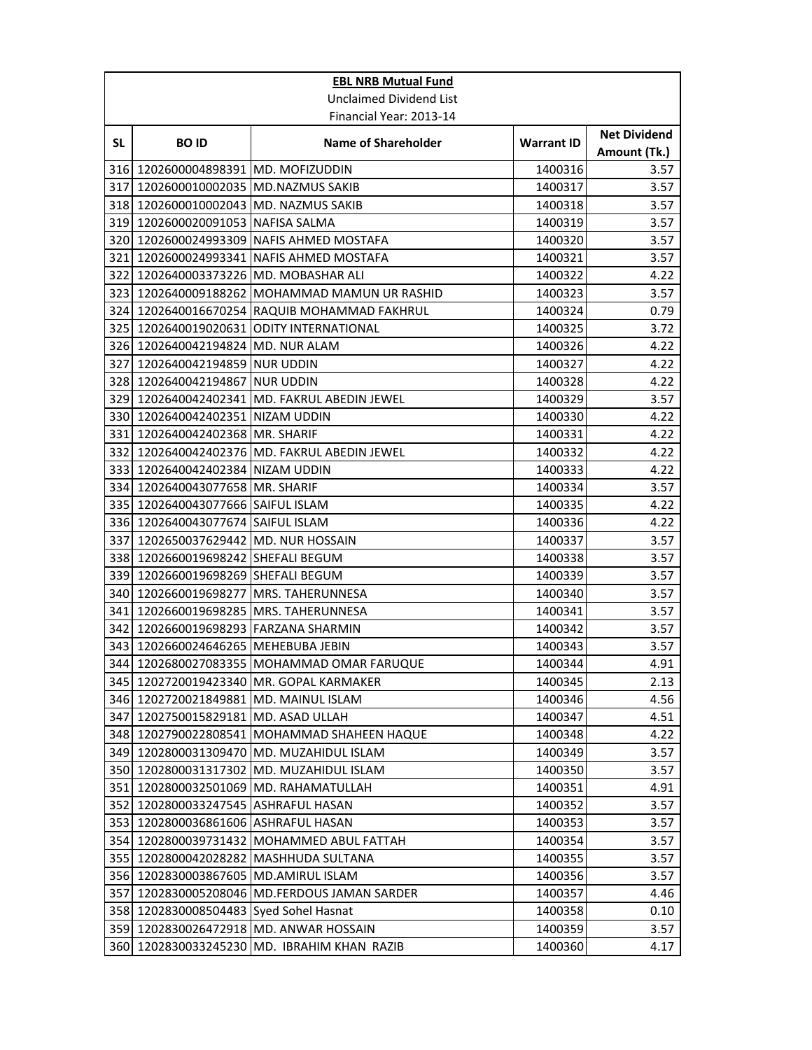**EBL NRB Mutual Fund**

Unclaimed Dividend List

Financial Year: 2013-14

| SL | BO ID | Name of Shareholder | Warrant ID | Net Dividend Amount (Tk.) |
|---|---|---|---|---|
| 316 | 1202600004898391 | MD. MOFIZUDDIN | 1400316 | 3.57 |
| 317 | 1202600010002035 | MD.NAZMUS SAKIB | 1400317 | 3.57 |
| 318 | 1202600010002043 | MD. NAZMUS SAKIB | 1400318 | 3.57 |
| 319 | 1202600020091053 | NAFISA SALMA | 1400319 | 3.57 |
| 320 | 1202600024993309 | NAFIS AHMED MOSTAFA | 1400320 | 3.57 |
| 321 | 1202600024993341 | NAFIS AHMED MOSTAFA | 1400321 | 3.57 |
| 322 | 1202640003373226 | MD. MOBASHAR ALI | 1400322 | 4.22 |
| 323 | 1202640009188262 | MOHAMMAD MAMUN UR RASHID | 1400323 | 3.57 |
| 324 | 1202640016670254 | RAQUIB MOHAMMAD FAKHRUL | 1400324 | 0.79 |
| 325 | 1202640019020631 | ODITY INTERNATIONAL | 1400325 | 3.72 |
| 326 | 1202640042194824 | MD. NUR ALAM | 1400326 | 4.22 |
| 327 | 1202640042194859 | NUR UDDIN | 1400327 | 4.22 |
| 328 | 1202640042194867 | NUR UDDIN | 1400328 | 4.22 |
| 329 | 1202640042402341 | MD. FAKRUL ABEDIN JEWEL | 1400329 | 3.57 |
| 330 | 1202640042402351 | NIZAM UDDIN | 1400330 | 4.22 |
| 331 | 1202640042402368 | MR. SHARIF | 1400331 | 4.22 |
| 332 | 1202640042402376 | MD. FAKRUL ABEDIN JEWEL | 1400332 | 4.22 |
| 333 | 1202640042402384 | NIZAM UDDIN | 1400333 | 4.22 |
| 334 | 1202640043077658 | MR. SHARIF | 1400334 | 3.57 |
| 335 | 1202640043077666 | SAIFUL ISLAM | 1400335 | 4.22 |
| 336 | 1202640043077674 | SAIFUL ISLAM | 1400336 | 4.22 |
| 337 | 1202650037629442 | MD. NUR HOSSAIN | 1400337 | 3.57 |
| 338 | 1202660019698242 | SHEFALI BEGUM | 1400338 | 3.57 |
| 339 | 1202660019698269 | SHEFALI BEGUM | 1400339 | 3.57 |
| 340 | 1202660019698277 | MRS. TAHERUNNESA | 1400340 | 3.57 |
| 341 | 1202660019698285 | MRS. TAHERUNNESA | 1400341 | 3.57 |
| 342 | 1202660019698293 | FARZANA SHARMIN | 1400342 | 3.57 |
| 343 | 1202660024646265 | MEHEBUBA JEBIN | 1400343 | 3.57 |
| 344 | 1202680027083355 | MOHAMMAD OMAR FARUQUE | 1400344 | 4.91 |
| 345 | 1202720019423340 | MR. GOPAL KARMAKER | 1400345 | 2.13 |
| 346 | 1202720021849881 | MD. MAINUL ISLAM | 1400346 | 4.56 |
| 347 | 1202750015829181 | MD. ASAD ULLAH | 1400347 | 4.51 |
| 348 | 1202790022808541 | MOHAMMAD SHAHEEN HAQUE | 1400348 | 4.22 |
| 349 | 1202800031309470 | MD. MUZAHIDUL ISLAM | 1400349 | 3.57 |
| 350 | 1202800031317302 | MD. MUZAHIDUL ISLAM | 1400350 | 3.57 |
| 351 | 1202800032501069 | MD. RAHAMATULLAH | 1400351 | 4.91 |
| 352 | 1202800033247545 | ASHRAFUL HASAN | 1400352 | 3.57 |
| 353 | 1202800036861606 | ASHRAFUL HASAN | 1400353 | 3.57 |
| 354 | 1202800039731432 | MOHAMMED ABUL FATTAH | 1400354 | 3.57 |
| 355 | 1202800042028282 | MASHHUDA SULTANA | 1400355 | 3.57 |
| 356 | 1202830003867605 | MD.AMIRUL ISLAM | 1400356 | 3.57 |
| 357 | 1202830005208046 | MD.FERDOUS JAMAN SARDER | 1400357 | 4.46 |
| 358 | 1202830008504483 | Syed Sohel Hasnat | 1400358 | 0.10 |
| 359 | 1202830026472918 | MD. ANWAR HOSSAIN | 1400359 | 3.57 |
| 360 | 1202830033245230 | MD. IBRAHIM KHAN RAZIB | 1400360 | 4.17 |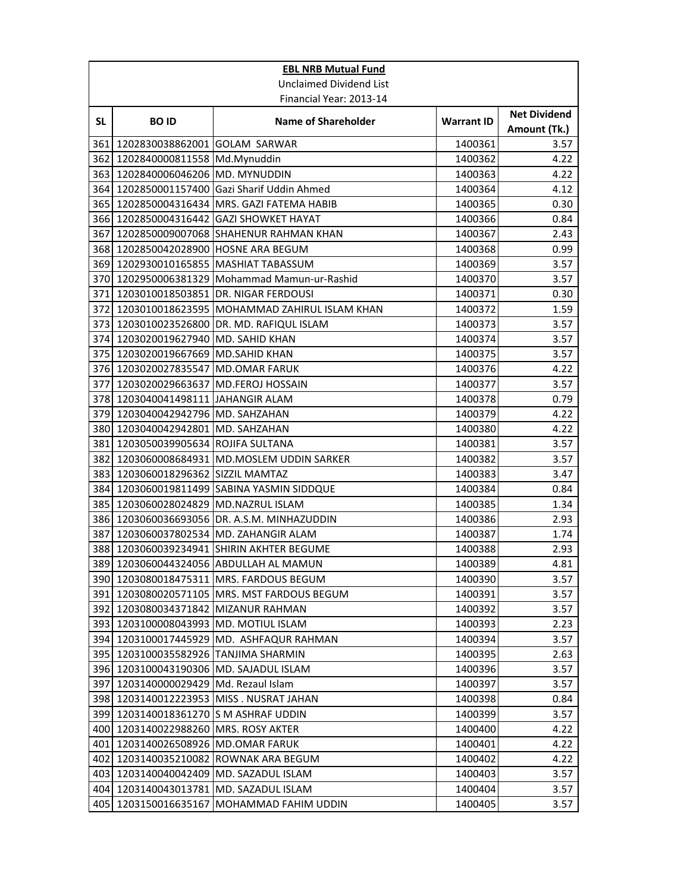**EBL NRB Mutual Fund**

Unclaimed Dividend List

Financial Year: 2013-14

| SL | BO ID | Name of Shareholder | Warrant ID | Net Dividend Amount (Tk.) |
|---|---|---|---|---|
| 361 | 1202830038862001 | GOLAM SARWAR | 1400361 | 3.57 |
| 362 | 1202840000811558 | Md.Mynuddin | 1400362 | 4.22 |
| 363 | 1202840006046206 | MD. MYNUDDIN | 1400363 | 4.22 |
| 364 | 1202850001157400 | Gazi Sharif Uddin Ahmed | 1400364 | 4.12 |
| 365 | 1202850004316434 | MRS. GAZI FATEMA HABIB | 1400365 | 0.30 |
| 366 | 1202850004316442 | GAZI SHOWKET HAYAT | 1400366 | 0.84 |
| 367 | 1202850009007068 | SHAHENUR RAHMAN KHAN | 1400367 | 2.43 |
| 368 | 1202850042028900 | HOSNE ARA BEGUM | 1400368 | 0.99 |
| 369 | 1202930010165855 | MASHIAT TABASSUM | 1400369 | 3.57 |
| 370 | 1202950006381329 | Mohammad Mamun-ur-Rashid | 1400370 | 3.57 |
| 371 | 1203010018503851 | DR. NIGAR FERDOUSI | 1400371 | 0.30 |
| 372 | 1203010018623595 | MOHAMMAD ZAHIRUL ISLAM KHAN | 1400372 | 1.59 |
| 373 | 1203010023526800 | DR. MD. RAFIQUL ISLAM | 1400373 | 3.57 |
| 374 | 1203020019627940 | MD. SAHID KHAN | 1400374 | 3.57 |
| 375 | 1203020019667669 | MD.SAHID KHAN | 1400375 | 3.57 |
| 376 | 1203020027835547 | MD.OMAR FARUK | 1400376 | 4.22 |
| 377 | 1203020029663637 | MD.FEROJ HOSSAIN | 1400377 | 3.57 |
| 378 | 1203040041498111 | JAHANGIR ALAM | 1400378 | 0.79 |
| 379 | 1203040042942796 | MD. SAHZAHAN | 1400379 | 4.22 |
| 380 | 1203040042942801 | MD. SAHZAHAN | 1400380 | 4.22 |
| 381 | 1203050039905634 | ROJIFA SULTANA | 1400381 | 3.57 |
| 382 | 1203060008684931 | MD.MOSLEM UDDIN SARKER | 1400382 | 3.57 |
| 383 | 1203060018296362 | SIZZIL MAMTAZ | 1400383 | 3.47 |
| 384 | 1203060019811499 | SABINA YASMIN SIDDQUE | 1400384 | 0.84 |
| 385 | 1203060028024829 | MD.NAZRUL ISLAM | 1400385 | 1.34 |
| 386 | 1203060036693056 | DR. A.S.M. MINHAZUDDIN | 1400386 | 2.93 |
| 387 | 1203060037802534 | MD. ZAHANGIR ALAM | 1400387 | 1.74 |
| 388 | 1203060039234941 | SHIRIN AKHTER BEGUME | 1400388 | 2.93 |
| 389 | 1203060044324056 | ABDULLAH AL MAMUN | 1400389 | 4.81 |
| 390 | 1203080018475311 | MRS. FARDOUS BEGUM | 1400390 | 3.57 |
| 391 | 1203080020571105 | MRS. MST FARDOUS BEGUM | 1400391 | 3.57 |
| 392 | 1203080034371842 | MIZANUR RAHMAN | 1400392 | 3.57 |
| 393 | 1203100008043993 | MD. MOTIUL ISLAM | 1400393 | 2.23 |
| 394 | 1203100017445929 | MD. ASHFAQUR RAHMAN | 1400394 | 3.57 |
| 395 | 1203100035582926 | TANJIMA SHARMIN | 1400395 | 2.63 |
| 396 | 1203100043190306 | MD. SAJADUL ISLAM | 1400396 | 3.57 |
| 397 | 1203140000029429 | Md. Rezaul Islam | 1400397 | 3.57 |
| 398 | 1203140012223953 | MISS . NUSRAT JAHAN | 1400398 | 0.84 |
| 399 | 1203140018361270 | S M ASHRAF UDDIN | 1400399 | 3.57 |
| 400 | 1203140022988260 | MRS. ROSY AKTER | 1400400 | 4.22 |
| 401 | 1203140026508926 | MD.OMAR FARUK | 1400401 | 4.22 |
| 402 | 1203140035210082 | ROWNAK ARA BEGUM | 1400402 | 4.22 |
| 403 | 1203140040042409 | MD. SAZADUL ISLAM | 1400403 | 3.57 |
| 404 | 1203140043013781 | MD. SAZADUL ISLAM | 1400404 | 3.57 |
| 405 | 1203150016635167 | MOHAMMAD FAHIM UDDIN | 1400405 | 3.57 |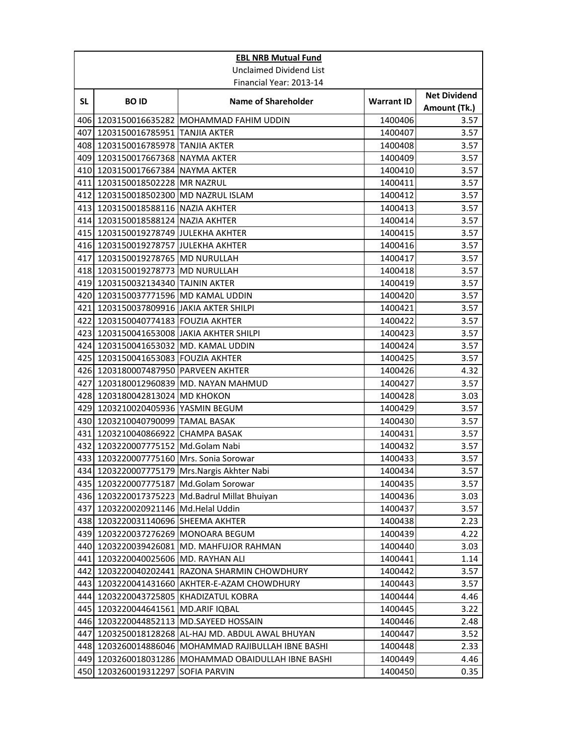| **EBL NRB Mutual Fund** | | | | |
|---|---|---|---|---|
| Unclaimed Dividend List | | | | |
| Financial Year: 2013-14 | | | | |
| **SL** | **BO ID** | **Name of Shareholder** | **Warrant ID** | **Net Dividend Amount (Tk.)** |
| 406 | 1203150016635282 | MOHAMMAD FAHIM UDDIN | 1400406 | 3.57 |
| 407 | 1203150016785951 | TANJIA AKTER | 1400407 | 3.57 |
| 408 | 1203150016785978 | TANJIA AKTER | 1400408 | 3.57 |
| 409 | 1203150017667368 | NAYMA AKTER | 1400409 | 3.57 |
| 410 | 1203150017667384 | NAYMA AKTER | 1400410 | 3.57 |
| 411 | 1203150018502228 | MR NAZRUL | 1400411 | 3.57 |
| 412 | 1203150018502300 | MD NAZRUL ISLAM | 1400412 | 3.57 |
| 413 | 1203150018588116 | NAZIA AKHTER | 1400413 | 3.57 |
| 414 | 1203150018588124 | NAZIA AKHTER | 1400414 | 3.57 |
| 415 | 1203150019278749 | JULEKHA AKHTER | 1400415 | 3.57 |
| 416 | 1203150019278757 | JULEKHA AKHTER | 1400416 | 3.57 |
| 417 | 1203150019278765 | MD NURULLAH | 1400417 | 3.57 |
| 418 | 1203150019278773 | MD NURULLAH | 1400418 | 3.57 |
| 419 | 1203150032134340 | TAJNIN AKTER | 1400419 | 3.57 |
| 420 | 1203150037771596 | MD KAMAL UDDIN | 1400420 | 3.57 |
| 421 | 1203150037809916 | JAKIA AKTER SHILPI | 1400421 | 3.57 |
| 422 | 1203150040774183 | FOUZIA AKHTER | 1400422 | 3.57 |
| 423 | 1203150041653008 | JAKIA AKHTER SHILPI | 1400423 | 3.57 |
| 424 | 1203150041653032 | MD. KAMAL UDDIN | 1400424 | 3.57 |
| 425 | 1203150041653083 | FOUZIA AKHTER | 1400425 | 3.57 |
| 426 | 1203180007487950 | PARVEEN AKHTER | 1400426 | 4.32 |
| 427 | 1203180012960839 | MD. NAYAN MAHMUD | 1400427 | 3.57 |
| 428 | 1203180042813024 | MD KHOKON | 1400428 | 3.03 |
| 429 | 1203210020405936 | YASMIN BEGUM | 1400429 | 3.57 |
| 430 | 1203210040790099 | TAMAL BASAK | 1400430 | 3.57 |
| 431 | 1203210040866922 | CHAMPA BASAK | 1400431 | 3.57 |
| 432 | 1203220007775152 | Md.Golam Nabi | 1400432 | 3.57 |
| 433 | 1203220007775160 | Mrs. Sonia Sorowar | 1400433 | 3.57 |
| 434 | 1203220007775179 | Mrs.Nargis Akhter Nabi | 1400434 | 3.57 |
| 435 | 1203220007775187 | Md.Golam Sorowar | 1400435 | 3.57 |
| 436 | 1203220017375223 | Md.Badrul Millat Bhuiyan | 1400436 | 3.03 |
| 437 | 1203220020921146 | Md.Helal Uddin | 1400437 | 3.57 |
| 438 | 1203220031140696 | SHEEMA AKHTER | 1400438 | 2.23 |
| 439 | 1203220037276269 | MONOARA BEGUM | 1400439 | 4.22 |
| 440 | 1203220039426081 | MD. MAHFUJOR RAHMAN | 1400440 | 3.03 |
| 441 | 1203220040025606 | MD. RAYHAN ALI | 1400441 | 1.14 |
| 442 | 1203220040202441 | RAZONA SHARMIN CHOWDHURY | 1400442 | 3.57 |
| 443 | 1203220041431660 | AKHTER-E-AZAM CHOWDHURY | 1400443 | 3.57 |
| 444 | 1203220043725805 | KHADIZATUL KOBRA | 1400444 | 4.46 |
| 445 | 1203220044641561 | MD.ARIF IQBAL | 1400445 | 3.22 |
| 446 | 1203220044852113 | MD.SAYEED HOSSAIN | 1400446 | 2.48 |
| 447 | 1203250018128268 | AL-HAJ MD. ABDUL AWAL BHUYAN | 1400447 | 3.52 |
| 448 | 1203260014886046 | MOHAMMAD RAJIBULLAH IBNE BASHI | 1400448 | 2.33 |
| 449 | 1203260018031286 | MOHAMMAD OBAIDULLAH IBNE BASHI | 1400449 | 4.46 |
| 450 | 1203260019312297 | SOFIA PARVIN | 1400450 | 0.35 |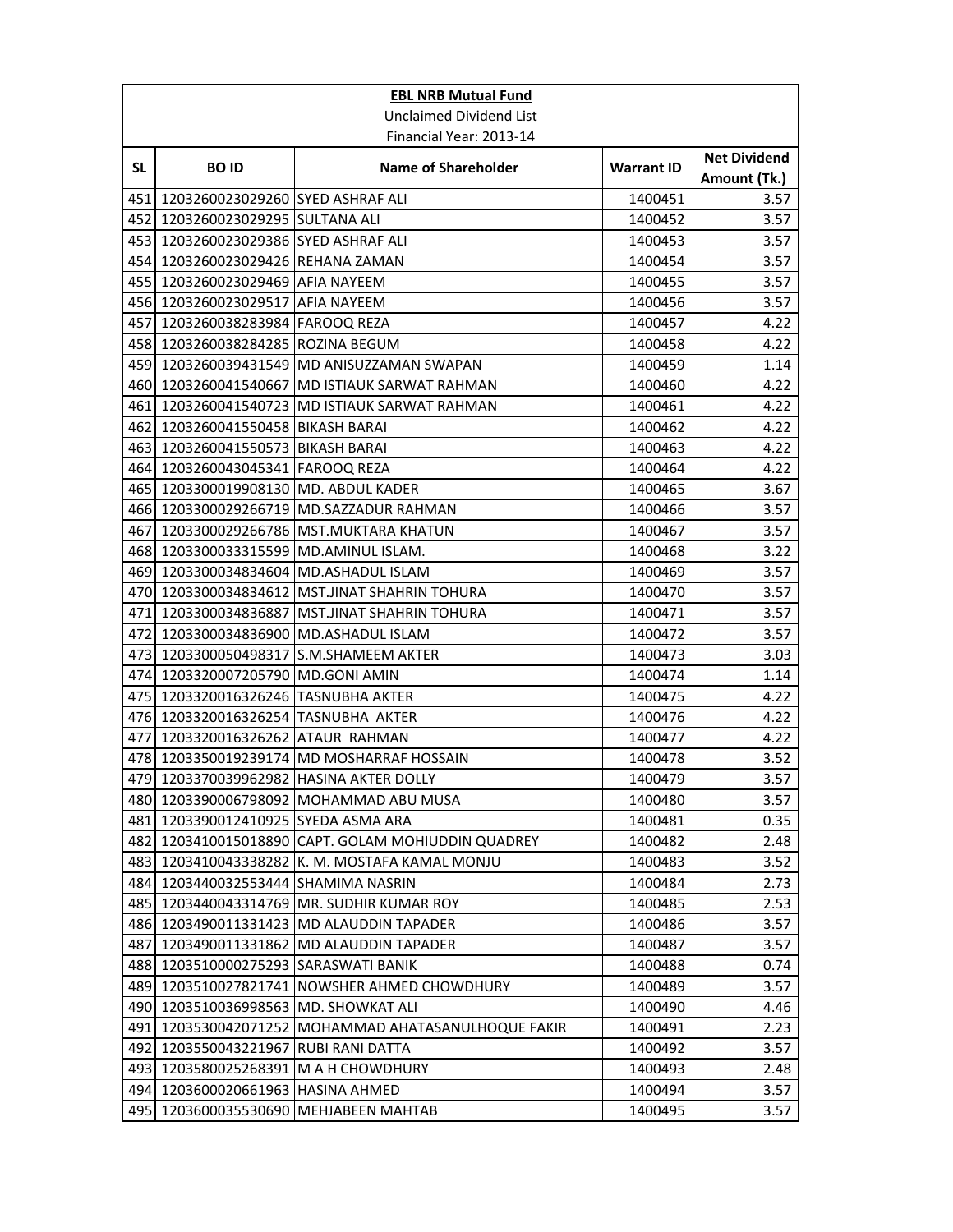**EBL NRB Mutual Fund**

Unclaimed Dividend List

Financial Year: 2013-14

| SL | BO ID | Name of Shareholder | Warrant ID | Net Dividend Amount (Tk.) |
|---|---|---|---|---|
| 451 | 1203260023029260 | SYED ASHRAF ALI | 1400451 | 3.57 |
| 452 | 1203260023029295 | SULTANA ALI | 1400452 | 3.57 |
| 453 | 1203260023029386 | SYED ASHRAF ALI | 1400453 | 3.57 |
| 454 | 1203260023029426 | REHANA ZAMAN | 1400454 | 3.57 |
| 455 | 1203260023029469 | AFIA NAYEEM | 1400455 | 3.57 |
| 456 | 1203260023029517 | AFIA NAYEEM | 1400456 | 3.57 |
| 457 | 1203260038283984 | FAROOQ REZA | 1400457 | 4.22 |
| 458 | 1203260038284285 | ROZINA BEGUM | 1400458 | 4.22 |
| 459 | 1203260039431549 | MD ANISUZZAMAN SWAPAN | 1400459 | 1.14 |
| 460 | 1203260041540667 | MD ISTIAUK SARWAT RAHMAN | 1400460 | 4.22 |
| 461 | 1203260041540723 | MD ISTIAUK SARWAT RAHMAN | 1400461 | 4.22 |
| 462 | 1203260041550458 | BIKASH BARAI | 1400462 | 4.22 |
| 463 | 1203260041550573 | BIKASH BARAI | 1400463 | 4.22 |
| 464 | 1203260043045341 | FAROOQ REZA | 1400464 | 4.22 |
| 465 | 1203300019908130 | MD. ABDUL KADER | 1400465 | 3.67 |
| 466 | 1203300029266719 | MD.SAZZADUR RAHMAN | 1400466 | 3.57 |
| 467 | 1203300029266786 | MST.MUKTARA KHATUN | 1400467 | 3.57 |
| 468 | 1203300033315599 | MD.AMINUL ISLAM. | 1400468 | 3.22 |
| 469 | 1203300034834604 | MD.ASHADUL ISLAM | 1400469 | 3.57 |
| 470 | 1203300034834612 | MST.JINAT SHAHRIN TOHURA | 1400470 | 3.57 |
| 471 | 1203300034836887 | MST.JINAT SHAHRIN TOHURA | 1400471 | 3.57 |
| 472 | 1203300034836900 | MD.ASHADUL ISLAM | 1400472 | 3.57 |
| 473 | 1203300050498317 | S.M.SHAMEEM AKTER | 1400473 | 3.03 |
| 474 | 1203320007205790 | MD.GONI AMIN | 1400474 | 1.14 |
| 475 | 1203320016326246 | TASNUBHA AKTER | 1400475 | 4.22 |
| 476 | 1203320016326254 | TASNUBHA AKTER | 1400476 | 4.22 |
| 477 | 1203320016326262 | ATAUR RAHMAN | 1400477 | 4.22 |
| 478 | 1203350019239174 | MD MOSHARRAF HOSSAIN | 1400478 | 3.52 |
| 479 | 1203370039962982 | HASINA AKTER DOLLY | 1400479 | 3.57 |
| 480 | 1203390006798092 | MOHAMMAD ABU MUSA | 1400480 | 3.57 |
| 481 | 1203390012410925 | SYEDA ASMA ARA | 1400481 | 0.35 |
| 482 | 1203410015018890 | CAPT. GOLAM MOHIUDDIN QUADREY | 1400482 | 2.48 |
| 483 | 1203410043338282 | K. M. MOSTAFA KAMAL MONJU | 1400483 | 3.52 |
| 484 | 1203440032553444 | SHAMIMA NASRIN | 1400484 | 2.73 |
| 485 | 1203440043314769 | MR. SUDHIR KUMAR ROY | 1400485 | 2.53 |
| 486 | 1203490011331423 | MD ALAUDDIN TAPADER | 1400486 | 3.57 |
| 487 | 1203490011331862 | MD ALAUDDIN TAPADER | 1400487 | 3.57 |
| 488 | 1203510000275293 | SARASWATI BANIK | 1400488 | 0.74 |
| 489 | 1203510027821741 | NOWSHER AHMED CHOWDHURY | 1400489 | 3.57 |
| 490 | 1203510036998563 | MD. SHOWKAT ALI | 1400490 | 4.46 |
| 491 | 1203530042071252 | MOHAMMAD AHATASANULHOQUE FAKIR | 1400491 | 2.23 |
| 492 | 1203550043221967 | RUBI RANI DATTA | 1400492 | 3.57 |
| 493 | 1203580025268391 | M A H CHOWDHURY | 1400493 | 2.48 |
| 494 | 1203600020661963 | HASINA AHMED | 1400494 | 3.57 |
| 495 | 1203600035530690 | MEHJABEEN MAHTAB | 1400495 | 3.57 |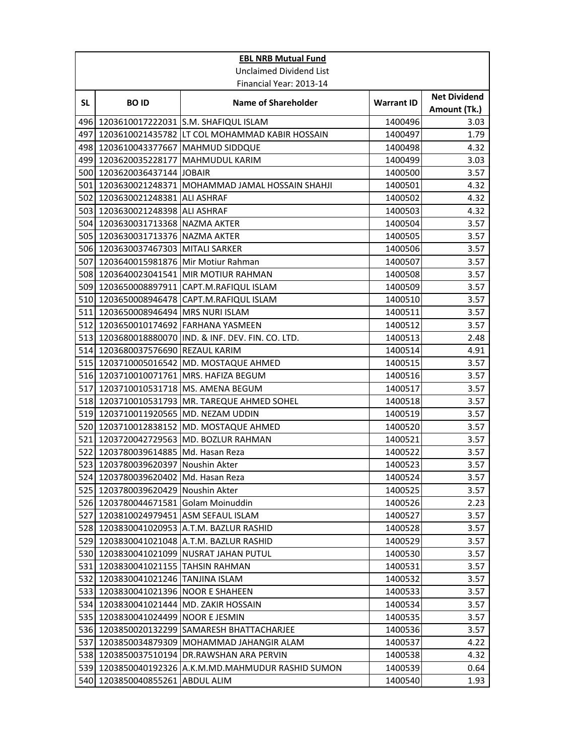**EBL NRB Mutual Fund**

Unclaimed Dividend List

Financial Year: 2013-14

| SL | BO ID | Name of Shareholder | Warrant ID | Net Dividend Amount (Tk.) |
|---|---|---|---|---|
| 496 | 1203610017222031 | S.M. SHAFIQUL ISLAM | 1400496 | 3.03 |
| 497 | 1203610021435782 | LT COL MOHAMMAD KABIR HOSSAIN | 1400497 | 1.79 |
| 498 | 1203610043377667 | MAHMUD SIDDQUE | 1400498 | 4.32 |
| 499 | 1203620035228177 | MAHMUDUL KARIM | 1400499 | 3.03 |
| 500 | 1203620036437144 | JOBAIR | 1400500 | 3.57 |
| 501 | 1203630021248371 | MOHAMMAD JAMAL HOSSAIN SHAHJI | 1400501 | 4.32 |
| 502 | 1203630021248381 | ALI ASHRAF | 1400502 | 4.32 |
| 503 | 1203630021248398 | ALI ASHRAF | 1400503 | 4.32 |
| 504 | 1203630031713368 | NAZMA AKTER | 1400504 | 3.57 |
| 505 | 1203630031713376 | NAZMA AKTER | 1400505 | 3.57 |
| 506 | 1203630037467303 | MITALI SARKER | 1400506 | 3.57 |
| 507 | 1203640015981876 | Mir Motiur Rahman | 1400507 | 3.57 |
| 508 | 1203640023041541 | MIR MOTIUR RAHMAN | 1400508 | 3.57 |
| 509 | 1203650008897911 | CAPT.M.RAFIQUL ISLAM | 1400509 | 3.57 |
| 510 | 1203650008946478 | CAPT.M.RAFIQUL ISLAM | 1400510 | 3.57 |
| 511 | 1203650008946494 | MRS NURI ISLAM | 1400511 | 3.57 |
| 512 | 1203650010174692 | FARHANA YASMEEN | 1400512 | 3.57 |
| 513 | 1203680018880070 | IND. & INF. DEV. FIN. CO. LTD. | 1400513 | 2.48 |
| 514 | 1203680037576690 | REZAUL KARIM | 1400514 | 4.91 |
| 515 | 1203710005016542 | MD. MOSTAQUE AHMED | 1400515 | 3.57 |
| 516 | 1203710010071761 | MRS. HAFIZA BEGUM | 1400516 | 3.57 |
| 517 | 1203710010531718 | MS. AMENA BEGUM | 1400517 | 3.57 |
| 518 | 1203710010531793 | MR. TAREQUE AHMED SOHEL | 1400518 | 3.57 |
| 519 | 1203710011920565 | MD. NEZAM UDDIN | 1400519 | 3.57 |
| 520 | 1203710012838152 | MD. MOSTAQUE AHMED | 1400520 | 3.57 |
| 521 | 1203720042729563 | MD. BOZLUR RAHMAN | 1400521 | 3.57 |
| 522 | 1203780039614885 | Md. Hasan Reza | 1400522 | 3.57 |
| 523 | 1203780039620397 | Noushin Akter | 1400523 | 3.57 |
| 524 | 1203780039620402 | Md. Hasan Reza | 1400524 | 3.57 |
| 525 | 1203780039620429 | Noushin Akter | 1400525 | 3.57 |
| 526 | 1203780044671581 | Golam Moinuddin | 1400526 | 2.23 |
| 527 | 1203810024979451 | ASM SEFAUL ISLAM | 1400527 | 3.57 |
| 528 | 1203830041020953 | A.T.M. BAZLUR RASHID | 1400528 | 3.57 |
| 529 | 1203830041021048 | A.T.M. BAZLUR RASHID | 1400529 | 3.57 |
| 530 | 1203830041021099 | NUSRAT JAHAN PUTUL | 1400530 | 3.57 |
| 531 | 1203830041021155 | TAHSIN RAHMAN | 1400531 | 3.57 |
| 532 | 1203830041021246 | TANJINA ISLAM | 1400532 | 3.57 |
| 533 | 1203830041021396 | NOOR E SHAHEEN | 1400533 | 3.57 |
| 534 | 1203830041021444 | MD. ZAKIR HOSSAIN | 1400534 | 3.57 |
| 535 | 1203830041024499 | NOOR E JESMIN | 1400535 | 3.57 |
| 536 | 1203850020132299 | SAMARESH BHATTACHARJEE | 1400536 | 3.57 |
| 537 | 1203850034879309 | MOHAMMAD JAHANGIR ALAM | 1400537 | 4.22 |
| 538 | 1203850037510194 | DR.RAWSHAN ARA PERVIN | 1400538 | 4.32 |
| 539 | 1203850040192326 | A.K.M.MD.MAHMUDUR RASHID SUMON | 1400539 | 0.64 |
| 540 | 1203850040855261 | ABDUL ALIM | 1400540 | 1.93 |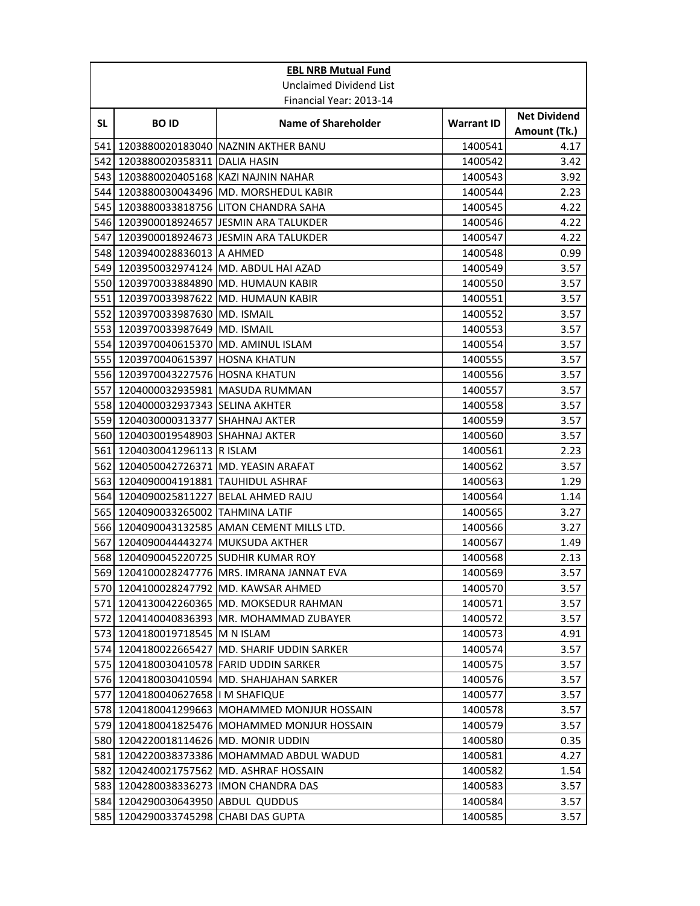| **EBL NRB Mutual Fund** | | | | |
|---|---|---|---|---|
| Unclaimed Dividend List | | | | |
| Financial Year: 2013-14 | | | | |
| **SL** | **BO ID** | **Name of Shareholder** | **Warrant ID** | **Net Dividend Amount (Tk.)** |
| 541 | 1203880020183040 | NAZNIN AKTHER BANU | 1400541 | 4.17 |
| 542 | 1203880020358311 | DALIA HASIN | 1400542 | 3.42 |
| 543 | 1203880020405168 | KAZI NAJNIN NAHAR | 1400543 | 3.92 |
| 544 | 1203880030043496 | MD. MORSHEDUL KABIR | 1400544 | 2.23 |
| 545 | 1203880033818756 | LITON CHANDRA SAHA | 1400545 | 4.22 |
| 546 | 1203900018924657 | JESMIN ARA TALUKDER | 1400546 | 4.22 |
| 547 | 1203900018924673 | JESMIN ARA TALUKDER | 1400547 | 4.22 |
| 548 | 1203940028836013 | A AHMED | 1400548 | 0.99 |
| 549 | 1203950032974124 | MD. ABDUL HAI AZAD | 1400549 | 3.57 |
| 550 | 1203970033884890 | MD. HUMAUN KABIR | 1400550 | 3.57 |
| 551 | 1203970033987622 | MD. HUMAUN KABIR | 1400551 | 3.57 |
| 552 | 1203970033987630 | MD. ISMAIL | 1400552 | 3.57 |
| 553 | 1203970033987649 | MD. ISMAIL | 1400553 | 3.57 |
| 554 | 1203970040615370 | MD. AMINUL ISLAM | 1400554 | 3.57 |
| 555 | 1203970040615397 | HOSNA KHATUN | 1400555 | 3.57 |
| 556 | 1203970043227576 | HOSNA KHATUN | 1400556 | 3.57 |
| 557 | 1204000032935981 | MASUDA RUMMAN | 1400557 | 3.57 |
| 558 | 1204000032937343 | SELINA AKHTER | 1400558 | 3.57 |
| 559 | 1204030000313377 | SHAHNAJ AKTER | 1400559 | 3.57 |
| 560 | 1204030019548903 | SHAHNAJ AKTER | 1400560 | 3.57 |
| 561 | 1204030041296113 | R ISLAM | 1400561 | 2.23 |
| 562 | 1204050042726371 | MD. YEASIN ARAFAT | 1400562 | 3.57 |
| 563 | 1204090004191881 | TAUHIDUL ASHRAF | 1400563 | 1.29 |
| 564 | 1204090025811227 | BELAL AHMED RAJU | 1400564 | 1.14 |
| 565 | 1204090033265002 | TAHMINA LATIF | 1400565 | 3.27 |
| 566 | 1204090043132585 | AMAN CEMENT MILLS LTD. | 1400566 | 3.27 |
| 567 | 1204090044443274 | MUKSUDA AKTHER | 1400567 | 1.49 |
| 568 | 1204090045220725 | SUDHIR KUMAR ROY | 1400568 | 2.13 |
| 569 | 1204100028247776 | MRS. IMRANA JANNAT EVA | 1400569 | 3.57 |
| 570 | 1204100028247792 | MD. KAWSAR AHMED | 1400570 | 3.57 |
| 571 | 1204130042260365 | MD. MOKSEDUR RAHMAN | 1400571 | 3.57 |
| 572 | 1204140040836393 | MR. MOHAMMAD ZUBAYER | 1400572 | 3.57 |
| 573 | 1204180019718545 | M N ISLAM | 1400573 | 4.91 |
| 574 | 1204180022665427 | MD. SHARIF UDDIN SARKER | 1400574 | 3.57 |
| 575 | 1204180030410578 | FARID UDDIN SARKER | 1400575 | 3.57 |
| 576 | 1204180030410594 | MD. SHAHJAHAN SARKER | 1400576 | 3.57 |
| 577 | 1204180040627658 | I M SHAFIQUE | 1400577 | 3.57 |
| 578 | 1204180041299663 | MOHAMMED MONJUR HOSSAIN | 1400578 | 3.57 |
| 579 | 1204180041825476 | MOHAMMED MONJUR HOSSAIN | 1400579 | 3.57 |
| 580 | 1204220018114626 | MD. MONIR UDDIN | 1400580 | 0.35 |
| 581 | 1204220038373386 | MOHAMMAD ABDUL WADUD | 1400581 | 4.27 |
| 582 | 1204240021757562 | MD. ASHRAF HOSSAIN | 1400582 | 1.54 |
| 583 | 1204280038336273 | IMON CHANDRA DAS | 1400583 | 3.57 |
| 584 | 1204290030643950 | ABDUL QUDDUS | 1400584 | 3.57 |
| 585 | 1204290033745298 | CHABI DAS GUPTA | 1400585 | 3.57 |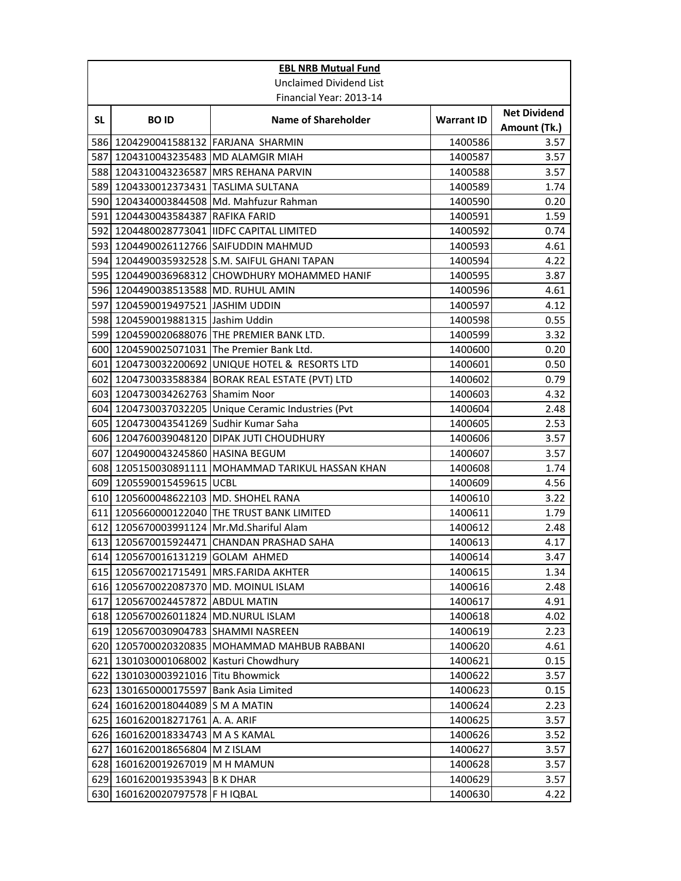**EBL NRB Mutual Fund**

Unclaimed Dividend List

Financial Year: 2013-14

| SL | BO ID | Name of Shareholder | Warrant ID | Net Dividend Amount (Tk.) |
|---|---|---|---|---|
| 586 | 1204290041588132 | FARJANA SHARMIN | 1400586 | 3.57 |
| 587 | 1204310043235483 | MD ALAMGIR MIAH | 1400587 | 3.57 |
| 588 | 1204310043236587 | MRS REHANA PARVIN | 1400588 | 3.57 |
| 589 | 1204330012373431 | TASLIMA SULTANA | 1400589 | 1.74 |
| 590 | 1204340003844508 | Md. Mahfuzur Rahman | 1400590 | 0.20 |
| 591 | 1204430043584387 | RAFIKA FARID | 1400591 | 1.59 |
| 592 | 1204480028773041 | IIDFC CAPITAL LIMITED | 1400592 | 0.74 |
| 593 | 1204490026112766 | SAIFUDDIN MAHMUD | 1400593 | 4.61 |
| 594 | 1204490035932528 | S.M. SAIFUL GHANI TAPAN | 1400594 | 4.22 |
| 595 | 1204490036968312 | CHOWDHURY MOHAMMED HANIF | 1400595 | 3.87 |
| 596 | 1204490038513588 | MD. RUHUL AMIN | 1400596 | 4.61 |
| 597 | 1204590019497521 | JASHIM UDDIN | 1400597 | 4.12 |
| 598 | 1204590019881315 | Jashim Uddin | 1400598 | 0.55 |
| 599 | 1204590020688076 | THE PREMIER BANK LTD. | 1400599 | 3.32 |
| 600 | 1204590025071031 | The Premier Bank Ltd. | 1400600 | 0.20 |
| 601 | 1204730032200692 | UNIQUE HOTEL & RESORTS LTD | 1400601 | 0.50 |
| 602 | 1204730033588384 | BORAK REAL ESTATE (PVT) LTD | 1400602 | 0.79 |
| 603 | 1204730034262763 | Shamim Noor | 1400603 | 4.32 |
| 604 | 1204730037032205 | Unique Ceramic Industries (Pvt | 1400604 | 2.48 |
| 605 | 1204730043541269 | Sudhir Kumar Saha | 1400605 | 2.53 |
| 606 | 1204760039048120 | DIPAK JUTI CHOUDHURY | 1400606 | 3.57 |
| 607 | 1204900043245860 | HASINA BEGUM | 1400607 | 3.57 |
| 608 | 1205150030891111 | MOHAMMAD TARIKUL HASSAN KHAN | 1400608 | 1.74 |
| 609 | 1205590015459615 | UCBL | 1400609 | 4.56 |
| 610 | 1205600048622103 | MD. SHOHEL RANA | 1400610 | 3.22 |
| 611 | 1205660000122040 | THE TRUST BANK LIMITED | 1400611 | 1.79 |
| 612 | 1205670003991124 | Mr.Md.Shariful Alam | 1400612 | 2.48 |
| 613 | 1205670015924471 | CHANDAN PRASHAD SAHA | 1400613 | 4.17 |
| 614 | 1205670016131219 | GOLAM AHMED | 1400614 | 3.47 |
| 615 | 1205670021715491 | MRS.FARIDA AKHTER | 1400615 | 1.34 |
| 616 | 1205670022087370 | MD. MOINUL ISLAM | 1400616 | 2.48 |
| 617 | 1205670024457872 | ABDUL MATIN | 1400617 | 4.91 |
| 618 | 1205670026011824 | MD.NURUL ISLAM | 1400618 | 4.02 |
| 619 | 1205670030904783 | SHAMMI NASREEN | 1400619 | 2.23 |
| 620 | 1205700020320835 | MOHAMMAD MAHBUB RABBANI | 1400620 | 4.61 |
| 621 | 1301030001068002 | Kasturi Chowdhury | 1400621 | 0.15 |
| 622 | 1301030003921016 | Titu Bhowmick | 1400622 | 3.57 |
| 623 | 1301650000175597 | Bank Asia Limited | 1400623 | 0.15 |
| 624 | 1601620018044089 | S M A MATIN | 1400624 | 2.23 |
| 625 | 1601620018271761 | A. A. ARIF | 1400625 | 3.57 |
| 626 | 1601620018334743 | M A S KAMAL | 1400626 | 3.52 |
| 627 | 1601620018656804 | M Z ISLAM | 1400627 | 3.57 |
| 628 | 1601620019267019 | M H MAMUN | 1400628 | 3.57 |
| 629 | 1601620019353943 | B K DHAR | 1400629 | 3.57 |
| 630 | 1601620020797578 | F H IQBAL | 1400630 | 4.22 |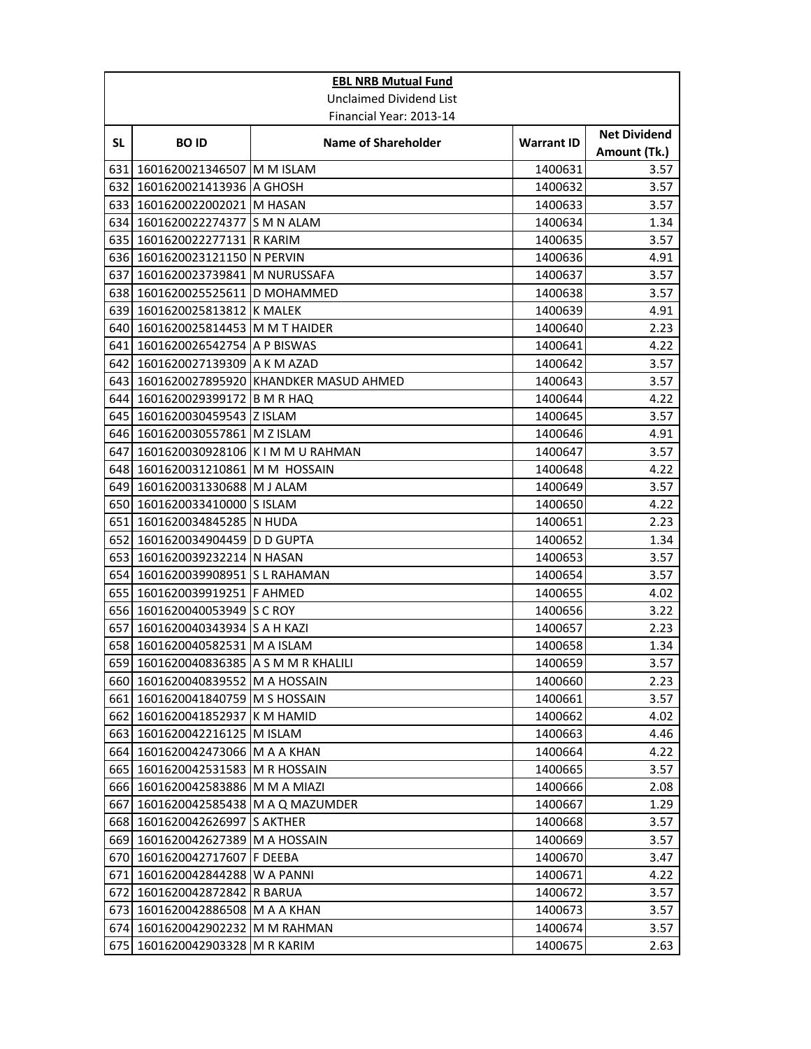**EBL NRB Mutual Fund**

Unclaimed Dividend List

Financial Year: 2013-14

| SL | BO ID | Name of Shareholder | Warrant ID | Net Dividend Amount (Tk.) |
|---|---|---|---|---|
| 631 | 1601620021346507 | M M ISLAM | 1400631 | 3.57 |
| 632 | 1601620021413936 | A GHOSH | 1400632 | 3.57 |
| 633 | 1601620022002021 | M HASAN | 1400633 | 3.57 |
| 634 | 1601620022274377 | S M N ALAM | 1400634 | 1.34 |
| 635 | 1601620022277131 | R KARIM | 1400635 | 3.57 |
| 636 | 1601620023121150 | N PERVIN | 1400636 | 4.91 |
| 637 | 1601620023739841 | M NURUSSAFA | 1400637 | 3.57 |
| 638 | 1601620025525611 | D MOHAMMED | 1400638 | 3.57 |
| 639 | 1601620025813812 | K MALEK | 1400639 | 4.91 |
| 640 | 1601620025814453 | M M T HAIDER | 1400640 | 2.23 |
| 641 | 1601620026542754 | A P BISWAS | 1400641 | 4.22 |
| 642 | 1601620027139309 | A K M AZAD | 1400642 | 3.57 |
| 643 | 1601620027895920 | KHANDKER MASUD AHMED | 1400643 | 3.57 |
| 644 | 1601620029399172 | B M R HAQ | 1400644 | 4.22 |
| 645 | 1601620030459543 | Z ISLAM | 1400645 | 3.57 |
| 646 | 1601620030557861 | M Z ISLAM | 1400646 | 4.91 |
| 647 | 1601620030928106 | K I M M U RAHMAN | 1400647 | 3.57 |
| 648 | 1601620031210861 | M M HOSSAIN | 1400648 | 4.22 |
| 649 | 1601620031330688 | M J ALAM | 1400649 | 3.57 |
| 650 | 1601620033410000 | S ISLAM | 1400650 | 4.22 |
| 651 | 1601620034845285 | N HUDA | 1400651 | 2.23 |
| 652 | 1601620034904459 | D D GUPTA | 1400652 | 1.34 |
| 653 | 1601620039232214 | N HASAN | 1400653 | 3.57 |
| 654 | 1601620039908951 | S L RAHAMAN | 1400654 | 3.57 |
| 655 | 1601620039919251 | F AHMED | 1400655 | 4.02 |
| 656 | 1601620040053949 | S C ROY | 1400656 | 3.22 |
| 657 | 1601620040343934 | S A H KAZI | 1400657 | 2.23 |
| 658 | 1601620040582531 | M A ISLAM | 1400658 | 1.34 |
| 659 | 1601620040836385 | A S M M R KHALILI | 1400659 | 3.57 |
| 660 | 1601620040839552 | M A HOSSAIN | 1400660 | 2.23 |
| 661 | 1601620041840759 | M S HOSSAIN | 1400661 | 3.57 |
| 662 | 1601620041852937 | K M HAMID | 1400662 | 4.02 |
| 663 | 1601620042216125 | M ISLAM | 1400663 | 4.46 |
| 664 | 1601620042473066 | M A A KHAN | 1400664 | 4.22 |
| 665 | 1601620042531583 | M R HOSSAIN | 1400665 | 3.57 |
| 666 | 1601620042583886 | M M A MIAZI | 1400666 | 2.08 |
| 667 | 1601620042585438 | M A Q MAZUMDER | 1400667 | 1.29 |
| 668 | 1601620042626997 | S AKTHER | 1400668 | 3.57 |
| 669 | 1601620042627389 | M A HOSSAIN | 1400669 | 3.57 |
| 670 | 1601620042717607 | F DEEBA | 1400670 | 3.47 |
| 671 | 1601620042844288 | W A PANNI | 1400671 | 4.22 |
| 672 | 1601620042872842 | R BARUA | 1400672 | 3.57 |
| 673 | 1601620042886508 | M A A KHAN | 1400673 | 3.57 |
| 674 | 1601620042902232 | M M RAHMAN | 1400674 | 3.57 |
| 675 | 1601620042903328 | M R KARIM | 1400675 | 2.63 |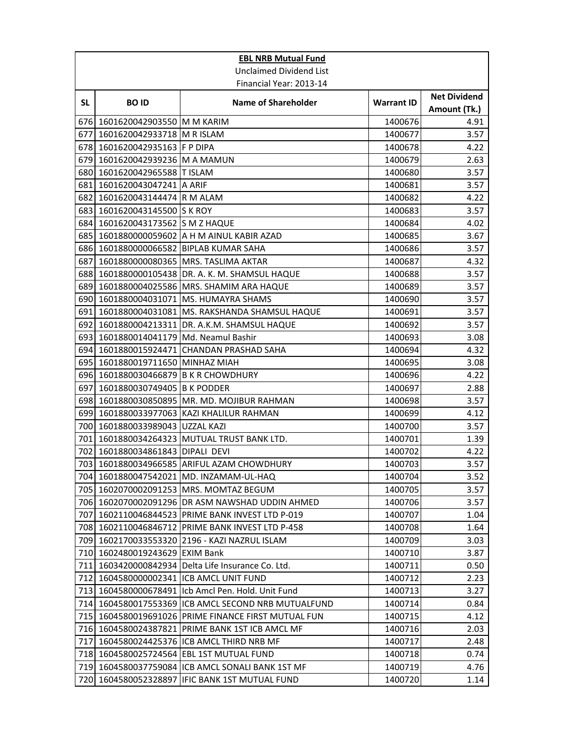| EBL NRB Mutual Fund | | | | |
|---|---|---|---|---|
| Unclaimed Dividend List | | | | |
| Financial Year: 2013-14 | | | | |
| SL | BO ID | Name of Shareholder | Warrant ID | Net Dividend Amount (Tk.) |
| 676 | 1601620042903550 | M M KARIM | 1400676 | 4.91 |
| 677 | 1601620042933718 | M R ISLAM | 1400677 | 3.57 |
| 678 | 1601620042935163 | F P DIPA | 1400678 | 4.22 |
| 679 | 1601620042939236 | M A MAMUN | 1400679 | 2.63 |
| 680 | 1601620042965588 | T ISLAM | 1400680 | 3.57 |
| 681 | 1601620043047241 | A ARIF | 1400681 | 3.57 |
| 682 | 1601620043144474 | R M ALAM | 1400682 | 4.22 |
| 683 | 1601620043145500 | S K ROY | 1400683 | 3.57 |
| 684 | 1601620043173562 | S M Z HAQUE | 1400684 | 4.02 |
| 685 | 1601880000059602 | A H M AINUL KABIR AZAD | 1400685 | 3.67 |
| 686 | 1601880000066582 | BIPLAB KUMAR SAHA | 1400686 | 3.57 |
| 687 | 1601880000080365 | MRS. TASLIMA AKTAR | 1400687 | 4.32 |
| 688 | 1601880000105438 | DR. A. K. M. SHAMSUL HAQUE | 1400688 | 3.57 |
| 689 | 1601880004025586 | MRS. SHAMIM ARA HAQUE | 1400689 | 3.57 |
| 690 | 1601880004031071 | MS. HUMAYRA SHAMS | 1400690 | 3.57 |
| 691 | 1601880004031081 | MS. RAKSHANDA SHAMSUL HAQUE | 1400691 | 3.57 |
| 692 | 1601880004213311 | DR. A.K.M. SHAMSUL HAQUE | 1400692 | 3.57 |
| 693 | 1601880014041179 | Md. Neamul Bashir | 1400693 | 3.08 |
| 694 | 1601880015924471 | CHANDAN PRASHAD SAHA | 1400694 | 4.32 |
| 695 | 1601880019711650 | MINHAZ MIAH | 1400695 | 3.08 |
| 696 | 1601880030466879 | B K R CHOWDHURY | 1400696 | 4.22 |
| 697 | 1601880030749405 | B K PODDER | 1400697 | 2.88 |
| 698 | 1601880030850895 | MR. MD. MOJIBUR RAHMAN | 1400698 | 3.57 |
| 699 | 1601880033977063 | KAZI KHALILUR RAHMAN | 1400699 | 4.12 |
| 700 | 1601880033989043 | UZZAL KAZI | 1400700 | 3.57 |
| 701 | 1601880034264323 | MUTUAL TRUST BANK LTD. | 1400701 | 1.39 |
| 702 | 1601880034861843 | DIPALI DEVI | 1400702 | 4.22 |
| 703 | 1601880034966585 | ARIFUL AZAM CHOWDHURY | 1400703 | 3.57 |
| 704 | 1601880047542021 | MD. INZAMAM-UL-HAQ | 1400704 | 3.52 |
| 705 | 1602070002091253 | MRS. MOMTAZ BEGUM | 1400705 | 3.57 |
| 706 | 1602070002091296 | DR ASM NAWSHAD UDDIN AHMED | 1400706 | 3.57 |
| 707 | 1602110046844523 | PRIME BANK INVEST LTD P-019 | 1400707 | 1.04 |
| 708 | 1602110046846712 | PRIME BANK INVEST LTD P-458 | 1400708 | 1.64 |
| 709 | 1602170033553320 | 2196 - KAZI NAZRUL ISLAM | 1400709 | 3.03 |
| 710 | 1602480019243629 | EXIM Bank | 1400710 | 3.87 |
| 711 | 1603420000842934 | Delta Life Insurance Co. Ltd. | 1400711 | 0.50 |
| 712 | 1604580000002341 | ICB AMCL UNIT FUND | 1400712 | 2.23 |
| 713 | 1604580000678491 | Icb Amcl Pen. Hold. Unit Fund | 1400713 | 3.27 |
| 714 | 1604580017553369 | ICB AMCL SECOND NRB MUTUALFUND | 1400714 | 0.84 |
| 715 | 1604580019691026 | PRIME FINANCE FIRST MUTUAL FUN | 1400715 | 4.12 |
| 716 | 1604580024387821 | PRIME BANK 1ST ICB AMCL MF | 1400716 | 2.03 |
| 717 | 1604580024425376 | ICB AMCL THIRD NRB MF | 1400717 | 2.48 |
| 718 | 1604580025724564 | EBL 1ST MUTUAL FUND | 1400718 | 0.74 |
| 719 | 1604580037759084 | ICB AMCL SONALI BANK 1ST MF | 1400719 | 4.76 |
| 720 | 1604580052328897 | IFIC BANK 1ST MUTUAL FUND | 1400720 | 1.14 |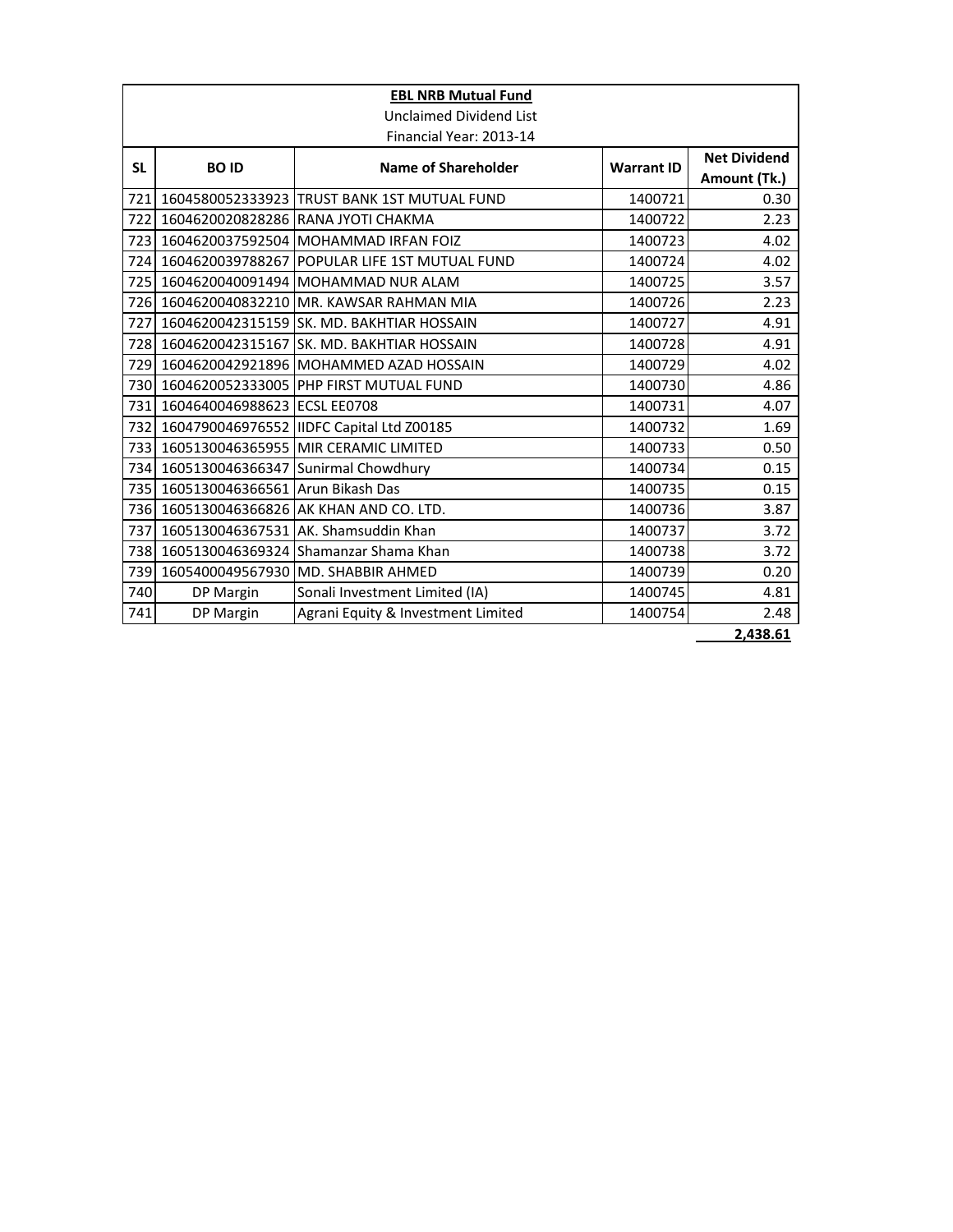**EBL NRB Mutual Fund**

Unclaimed Dividend List

Financial Year: 2013-14

| SL | BO ID | Name of Shareholder | Warrant ID | Net Dividend Amount (Tk.) |
|---|---|---|---|---|
| 721 | 1604580052333923 | TRUST BANK 1ST MUTUAL FUND | 1400721 | 0.30 |
| 722 | 1604620020828286 | RANA JYOTI CHAKMA | 1400722 | 2.23 |
| 723 | 1604620037592504 | MOHAMMAD IRFAN FOIZ | 1400723 | 4.02 |
| 724 | 1604620039788267 | POPULAR LIFE 1ST MUTUAL FUND | 1400724 | 4.02 |
| 725 | 1604620040091494 | MOHAMMAD NUR ALAM | 1400725 | 3.57 |
| 726 | 1604620040832210 | MR. KAWSAR RAHMAN MIA | 1400726 | 2.23 |
| 727 | 1604620042315159 | SK. MD. BAKHTIAR HOSSAIN | 1400727 | 4.91 |
| 728 | 1604620042315167 | SK. MD. BAKHTIAR HOSSAIN | 1400728 | 4.91 |
| 729 | 1604620042921896 | MOHAMMED AZAD HOSSAIN | 1400729 | 4.02 |
| 730 | 1604620052333005 | PHP FIRST MUTUAL FUND | 1400730 | 4.86 |
| 731 | 1604640046988623 | ECSL EE0708 | 1400731 | 4.07 |
| 732 | 1604790046976552 | IIDFC Capital Ltd Z00185 | 1400732 | 1.69 |
| 733 | 1605130046365955 | MIR CERAMIC LIMITED | 1400733 | 0.50 |
| 734 | 1605130046366347 | Sunirmal Chowdhury | 1400734 | 0.15 |
| 735 | 1605130046366561 | Arun Bikash Das | 1400735 | 0.15 |
| 736 | 1605130046366826 | AK KHAN AND CO. LTD. | 1400736 | 3.87 |
| 737 | 1605130046367531 | AK. Shamsuddin Khan | 1400737 | 3.72 |
| 738 | 1605130046369324 | Shamanzar Shama Khan | 1400738 | 3.72 |
| 739 | 1605400049567930 | MD. SHABBIR AHMED | 1400739 | 0.20 |
| 740 | DP Margin | Sonali Investment Limited (IA) | 1400745 | 4.81 |
| 741 | DP Margin | Agrani Equity & Investment Limited | 1400754 | 2.48 |
| | | | | **2,438.61** |